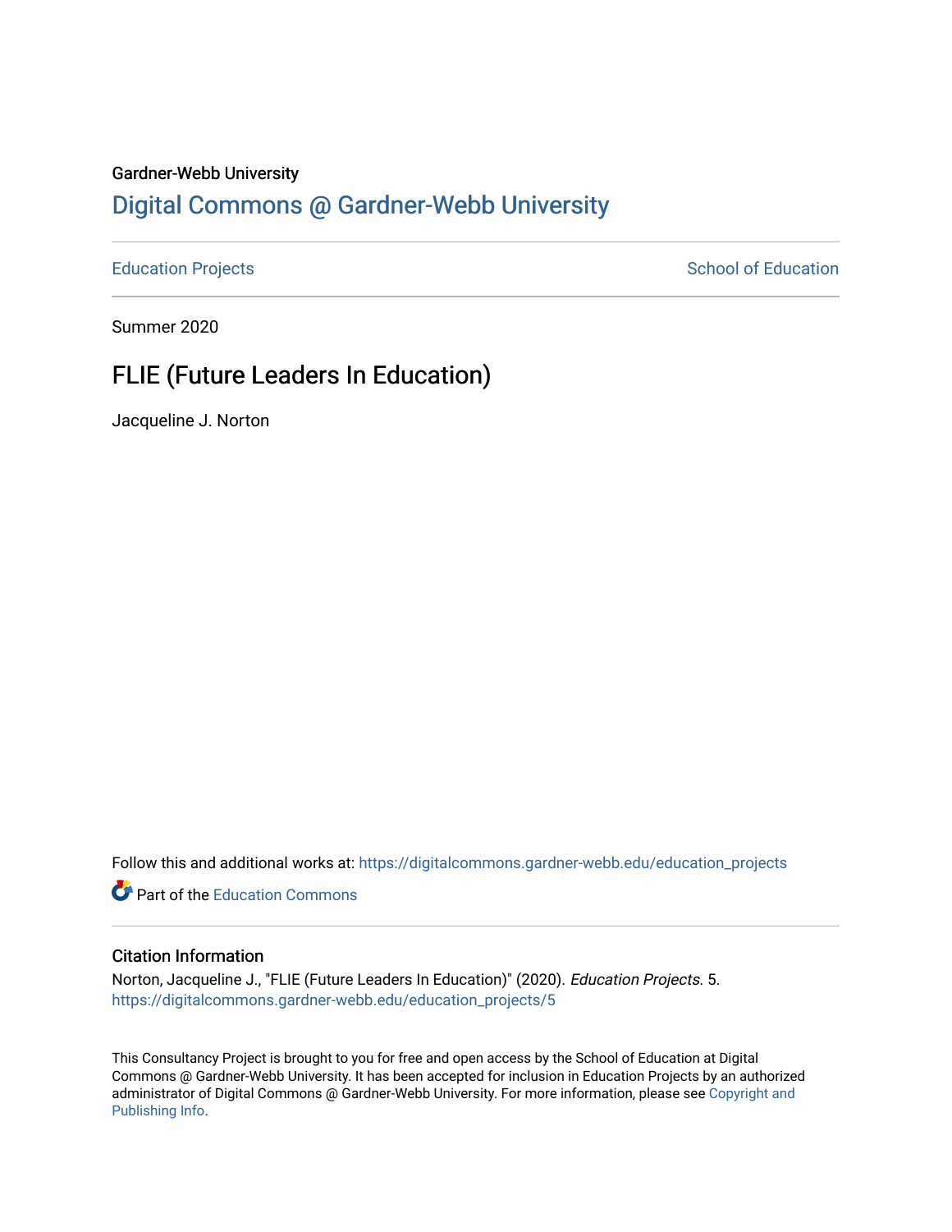Gardner-Webb University

# Digital Commons @ Gardner-Webb University

Education Projects | School of Education

Summer 2020

## FLIE (Future Leaders In Education)

Jacqueline J. Norton

Follow this and additional works at: https://digitalcommons.gardner-webb.edu/education_projects

Part of the Education Commons

### Citation Information

Norton, Jacqueline J., "FLIE (Future Leaders In Education)" (2020). *Education Projects.* 5.
https://digitalcommons.gardner-webb.edu/education_projects/5

This Consultancy Project is brought to you for free and open access by the School of Education at Digital Commons @ Gardner-Webb University. It has been accepted for inclusion in Education Projects by an authorized administrator of Digital Commons @ Gardner-Webb University. For more information, please see Copyright and Publishing Info.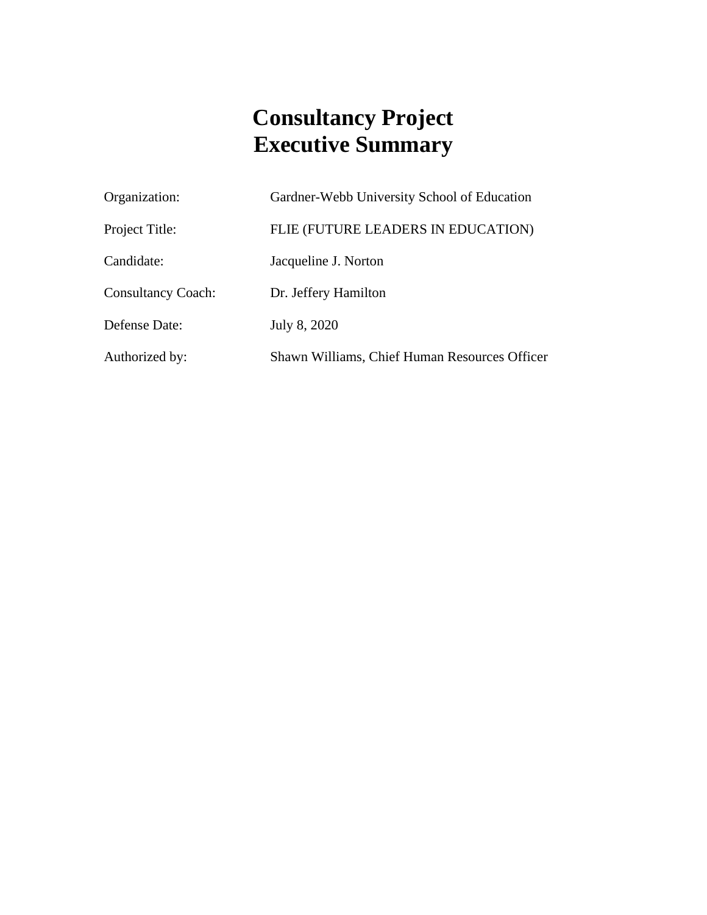# Consultancy Project
# Executive Summary

| | |
|---|---|
| Organization: | Gardner-Webb University School of Education |
| Project Title: | FLIE (FUTURE LEADERS IN EDUCATION) |
| Candidate: | Jacqueline J. Norton |
| Consultancy Coach: | Dr. Jeffery Hamilton |
| Defense Date: | July 8, 2020 |
| Authorized by: | Shawn Williams, Chief Human Resources Officer |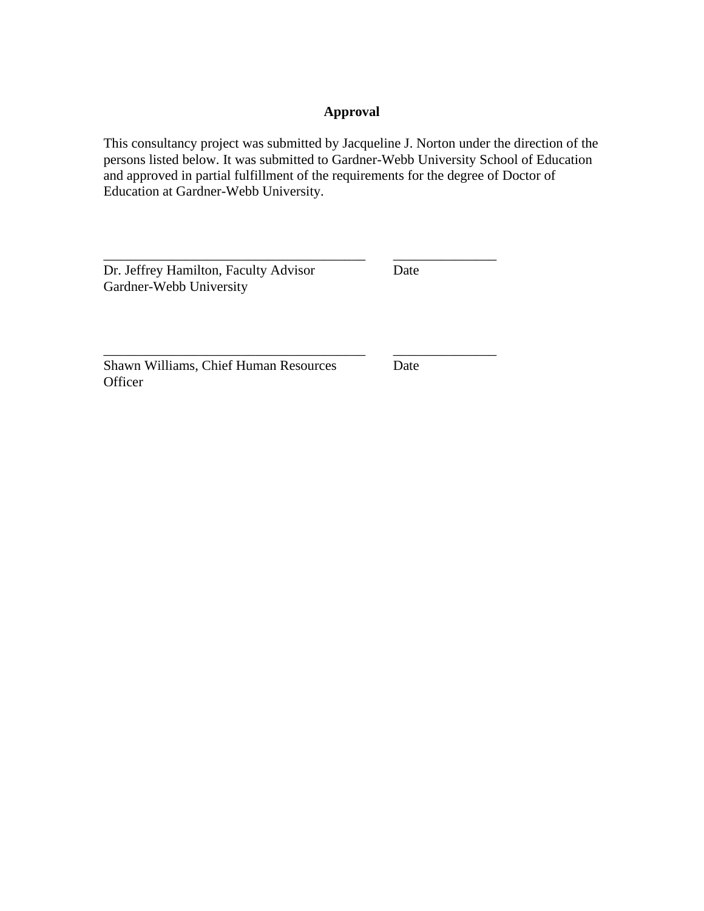# Approval

This consultancy project was submitted by Jacqueline J. Norton under the direction of the persons listed below. It was submitted to Gardner-Webb University School of Education and approved in partial fulfillment of the requirements for the degree of Doctor of Education at Gardner-Webb University.

______________________________________ &nbsp;&nbsp;&nbsp;&nbsp; _______________
Dr. Jeffrey Hamilton, Faculty Advisor &nbsp;&nbsp;&nbsp;&nbsp; Date
Gardner-Webb University

______________________________________ &nbsp;&nbsp;&nbsp;&nbsp; _______________
Shawn Williams, Chief Human Resources Officer &nbsp;&nbsp;&nbsp;&nbsp; Date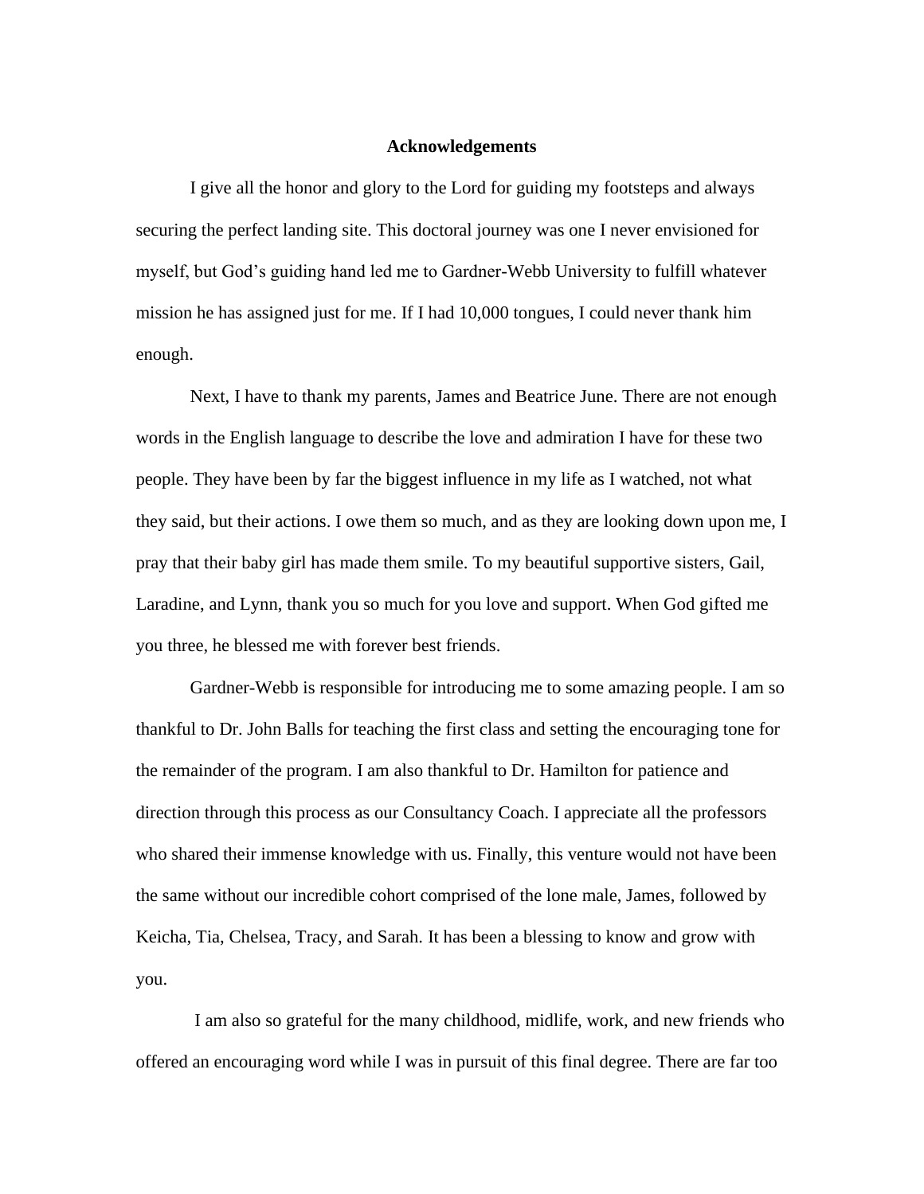## Acknowledgements

I give all the honor and glory to the Lord for guiding my footsteps and always securing the perfect landing site. This doctoral journey was one I never envisioned for myself, but God's guiding hand led me to Gardner-Webb University to fulfill whatever mission he has assigned just for me. If I had 10,000 tongues, I could never thank him enough.

Next, I have to thank my parents, James and Beatrice June. There are not enough words in the English language to describe the love and admiration I have for these two people. They have been by far the biggest influence in my life as I watched, not what they said, but their actions. I owe them so much, and as they are looking down upon me, I pray that their baby girl has made them smile. To my beautiful supportive sisters, Gail, Laradine, and Lynn, thank you so much for you love and support. When God gifted me you three, he blessed me with forever best friends.

Gardner-Webb is responsible for introducing me to some amazing people. I am so thankful to Dr. John Balls for teaching the first class and setting the encouraging tone for the remainder of the program. I am also thankful to Dr. Hamilton for patience and direction through this process as our Consultancy Coach. I appreciate all the professors who shared their immense knowledge with us. Finally, this venture would not have been the same without our incredible cohort comprised of the lone male, James, followed by Keicha, Tia, Chelsea, Tracy, and Sarah. It has been a blessing to know and grow with you.

I am also so grateful for the many childhood, midlife, work, and new friends who offered an encouraging word while I was in pursuit of this final degree. There are far too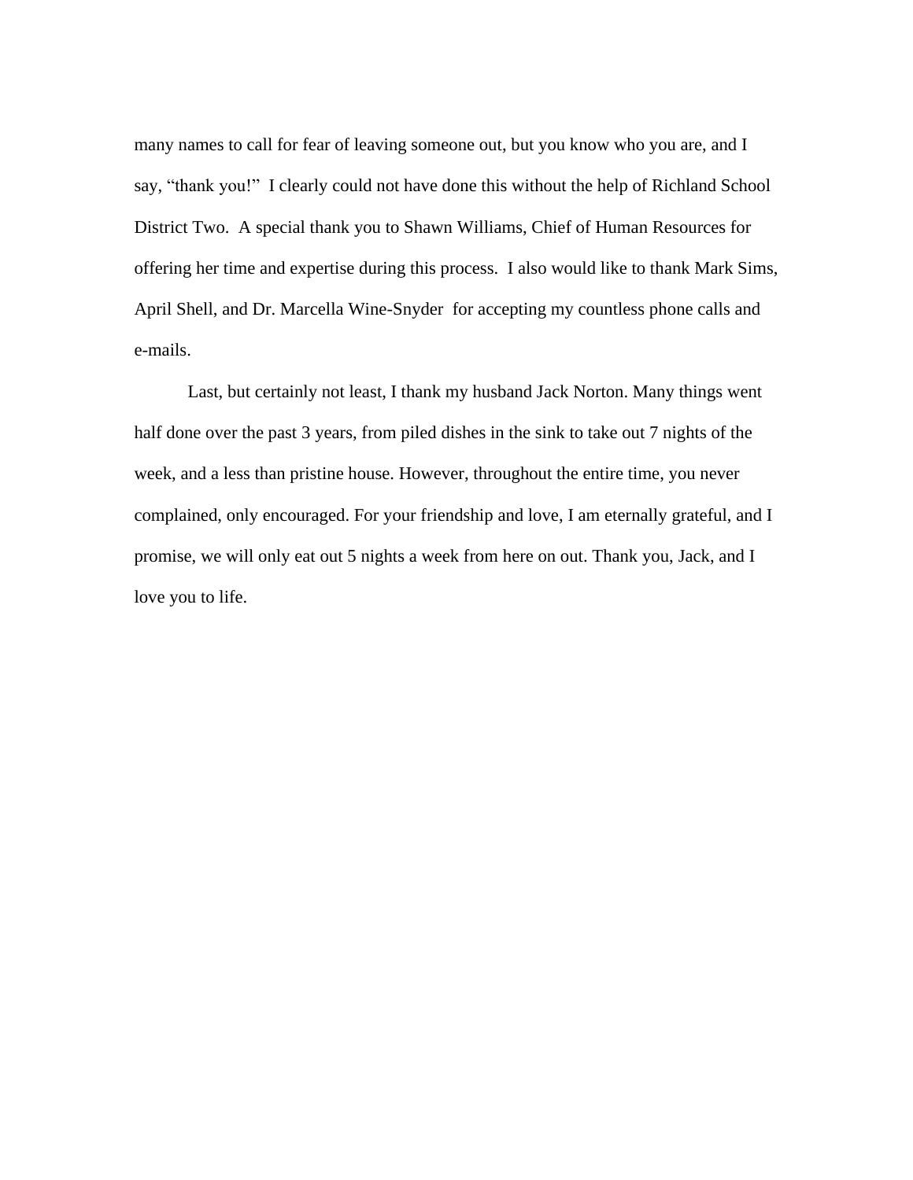many names to call for fear of leaving someone out, but you know who you are, and I say, "thank you!" I clearly could not have done this without the help of Richland School District Two. A special thank you to Shawn Williams, Chief of Human Resources for offering her time and expertise during this process. I also would like to thank Mark Sims, April Shell, and Dr. Marcella Wine-Snyder for accepting my countless phone calls and e-mails.

Last, but certainly not least, I thank my husband Jack Norton. Many things went half done over the past 3 years, from piled dishes in the sink to take out 7 nights of the week, and a less than pristine house. However, throughout the entire time, you never complained, only encouraged. For your friendship and love, I am eternally grateful, and I promise, we will only eat out 5 nights a week from here on out. Thank you, Jack, and I love you to life.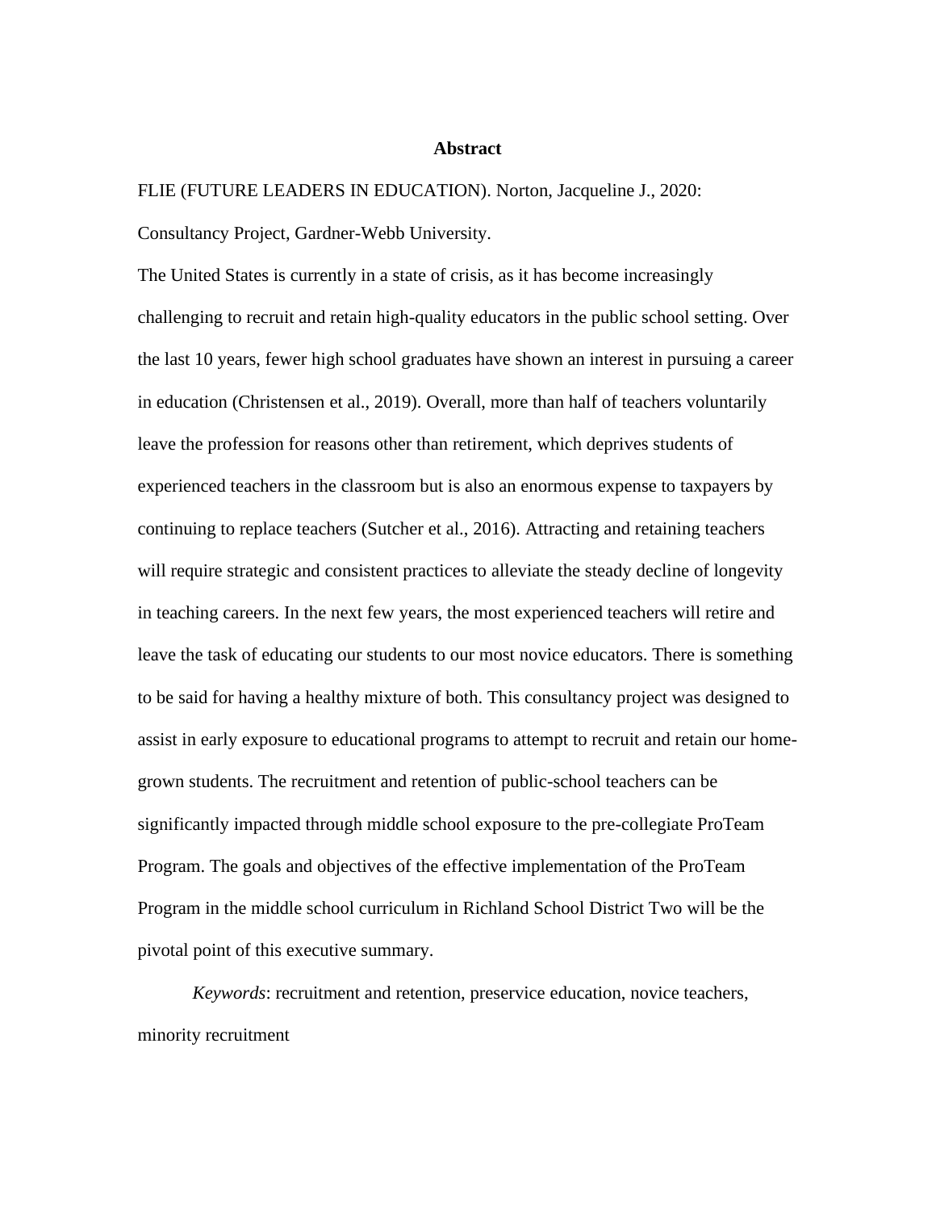# Abstract

FLIE (FUTURE LEADERS IN EDUCATION). Norton, Jacqueline J., 2020: Consultancy Project, Gardner-Webb University.

The United States is currently in a state of crisis, as it has become increasingly challenging to recruit and retain high-quality educators in the public school setting. Over the last 10 years, fewer high school graduates have shown an interest in pursuing a career in education (Christensen et al., 2019). Overall, more than half of teachers voluntarily leave the profession for reasons other than retirement, which deprives students of experienced teachers in the classroom but is also an enormous expense to taxpayers by continuing to replace teachers (Sutcher et al., 2016). Attracting and retaining teachers will require strategic and consistent practices to alleviate the steady decline of longevity in teaching careers. In the next few years, the most experienced teachers will retire and leave the task of educating our students to our most novice educators. There is something to be said for having a healthy mixture of both. This consultancy project was designed to assist in early exposure to educational programs to attempt to recruit and retain our home-grown students. The recruitment and retention of public-school teachers can be significantly impacted through middle school exposure to the pre-collegiate ProTeam Program. The goals and objectives of the effective implementation of the ProTeam Program in the middle school curriculum in Richland School District Two will be the pivotal point of this executive summary.

*Keywords*: recruitment and retention, preservice education, novice teachers, minority recruitment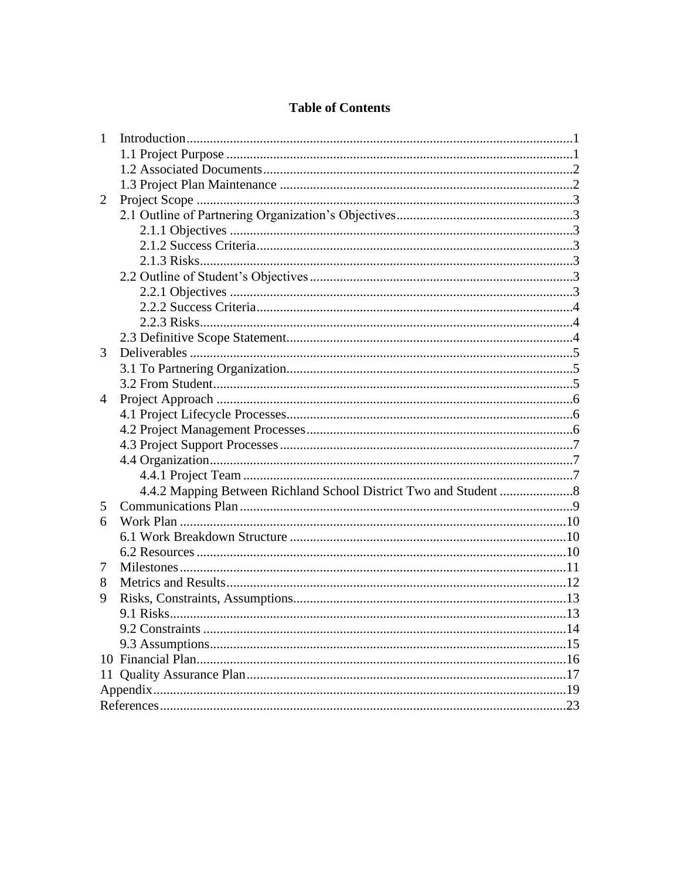# Table of Contents

1 Introduction....................................................................................................1
  1.1 Project Purpose ......................................................................................1
  1.2 Associated Documents............................................................................2
  1.3 Project Plan Maintenance .......................................................................2
2 Project Scope ................................................................................................3
  2.1 Outline of Partnering Organization's Objectives....................................3
    2.1.1 Objectives .......................................................................................3
    2.1.2 Success Criteria...............................................................................3
    2.1.3 Risks................................................................................................3
  2.2 Outline of Student's Objectives ..............................................................3
    2.2.1 Objectives .......................................................................................3
    2.2.2 Success Criteria...............................................................................4
    2.2.3 Risks................................................................................................4
  2.3 Definitive Scope Statement.....................................................................4
3 Deliverables ..................................................................................................5
  3.1 To Partnering Organization.....................................................................5
  3.2 From Student...........................................................................................5
4 Project Approach ..........................................................................................6
  4.1 Project Lifecycle Processes.....................................................................6
  4.2 Project Management Processes...............................................................6
  4.3 Project Support Processes .......................................................................7
  4.4 Organization............................................................................................7
    4.4.1 Project Team ...................................................................................7
    4.4.2 Mapping Between Richland School District Two and Student ......................8
5 Communications Plan ...................................................................................9
6 Work Plan ....................................................................................................10
  6.1 Work Breakdown Structure ..................................................................10
  6.2 Resources ..............................................................................................10
7 Milestones ...................................................................................................11
8 Metrics and Results .....................................................................................12
9 Risks, Constraints, Assumptions.................................................................13
  9.1 Risks......................................................................................................13
  9.2 Constraints ............................................................................................14
  9.3 Assumptions..........................................................................................15
10 Financial Plan..............................................................................................16
11 Quality Assurance Plan...............................................................................17
Appendix..........................................................................................................19
References........................................................................................................23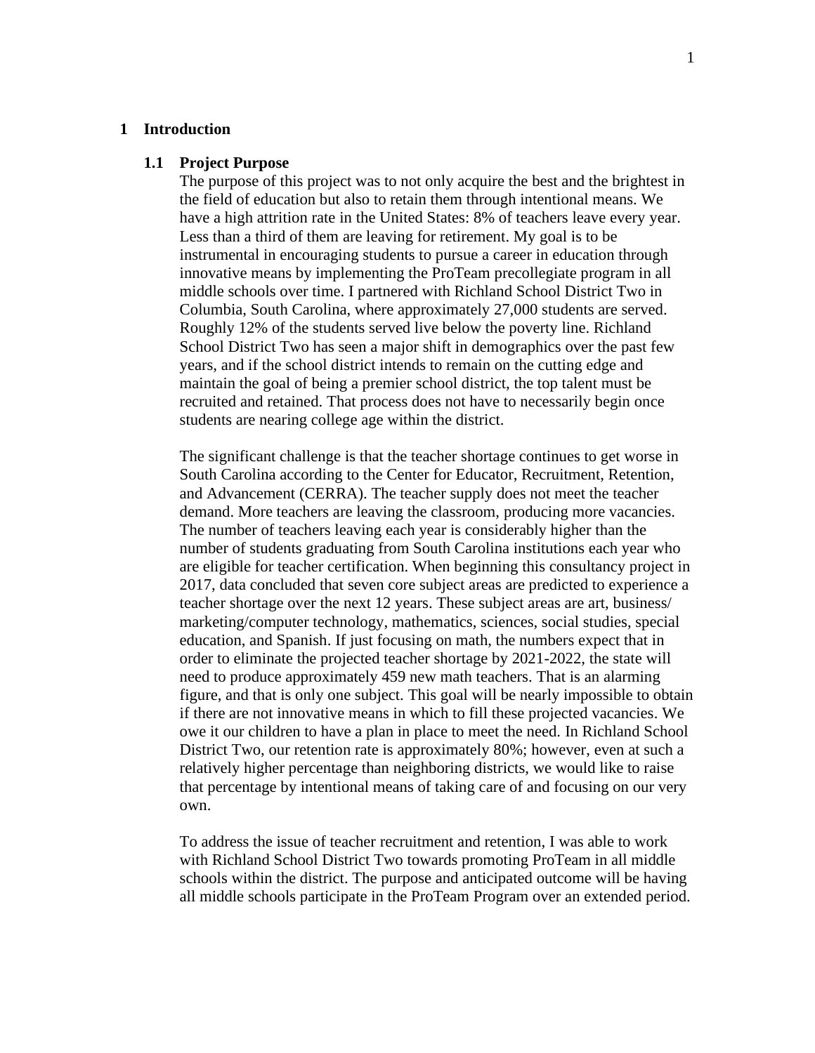# 1 Introduction

## 1.1 Project Purpose

The purpose of this project was to not only acquire the best and the brightest in the field of education but also to retain them through intentional means. We have a high attrition rate in the United States: 8% of teachers leave every year. Less than a third of them are leaving for retirement. My goal is to be instrumental in encouraging students to pursue a career in education through innovative means by implementing the ProTeam precollegiate program in all middle schools over time. I partnered with Richland School District Two in Columbia, South Carolina, where approximately 27,000 students are served. Roughly 12% of the students served live below the poverty line. Richland School District Two has seen a major shift in demographics over the past few years, and if the school district intends to remain on the cutting edge and maintain the goal of being a premier school district, the top talent must be recruited and retained. That process does not have to necessarily begin once students are nearing college age within the district.

The significant challenge is that the teacher shortage continues to get worse in South Carolina according to the Center for Educator, Recruitment, Retention, and Advancement (CERRA). The teacher supply does not meet the teacher demand. More teachers are leaving the classroom, producing more vacancies. The number of teachers leaving each year is considerably higher than the number of students graduating from South Carolina institutions each year who are eligible for teacher certification. When beginning this consultancy project in 2017, data concluded that seven core subject areas are predicted to experience a teacher shortage over the next 12 years. These subject areas are art, business/marketing/computer technology, mathematics, sciences, social studies, special education, and Spanish. If just focusing on math, the numbers expect that in order to eliminate the projected teacher shortage by 2021-2022, the state will need to produce approximately 459 new math teachers. That is an alarming figure, and that is only one subject. This goal will be nearly impossible to obtain if there are not innovative means in which to fill these projected vacancies. We owe it our children to have a plan in place to meet the need. In Richland School District Two, our retention rate is approximately 80%; however, even at such a relatively higher percentage than neighboring districts, we would like to raise that percentage by intentional means of taking care of and focusing on our very own.

To address the issue of teacher recruitment and retention, I was able to work with Richland School District Two towards promoting ProTeam in all middle schools within the district. The purpose and anticipated outcome will be having all middle schools participate in the ProTeam Program over an extended period.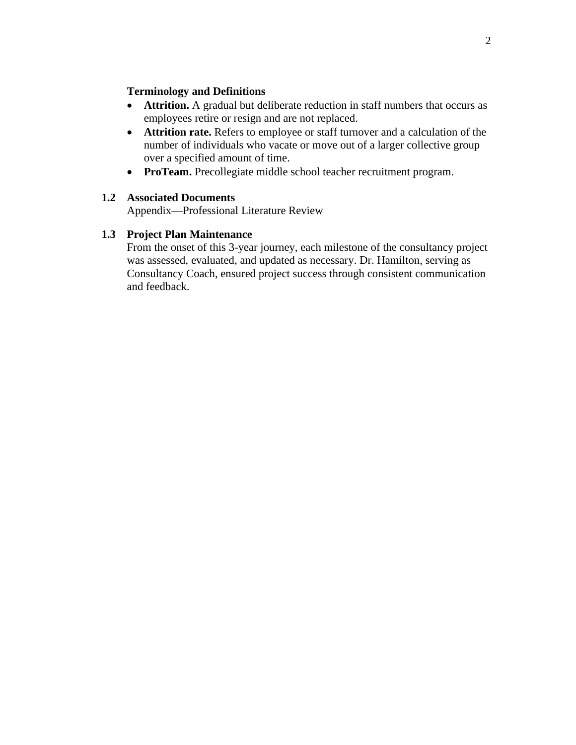**Terminology and Definitions**

- **Attrition.** A gradual but deliberate reduction in staff numbers that occurs as employees retire or resign and are not replaced.
- **Attrition rate.** Refers to employee or staff turnover and a calculation of the number of individuals who vacate or move out of a larger collective group over a specified amount of time.
- **ProTeam.** Precollegiate middle school teacher recruitment program.

### 1.2 Associated Documents

Appendix—Professional Literature Review

### 1.3 Project Plan Maintenance

From the onset of this 3-year journey, each milestone of the consultancy project was assessed, evaluated, and updated as necessary. Dr. Hamilton, serving as Consultancy Coach, ensured project success through consistent communication and feedback.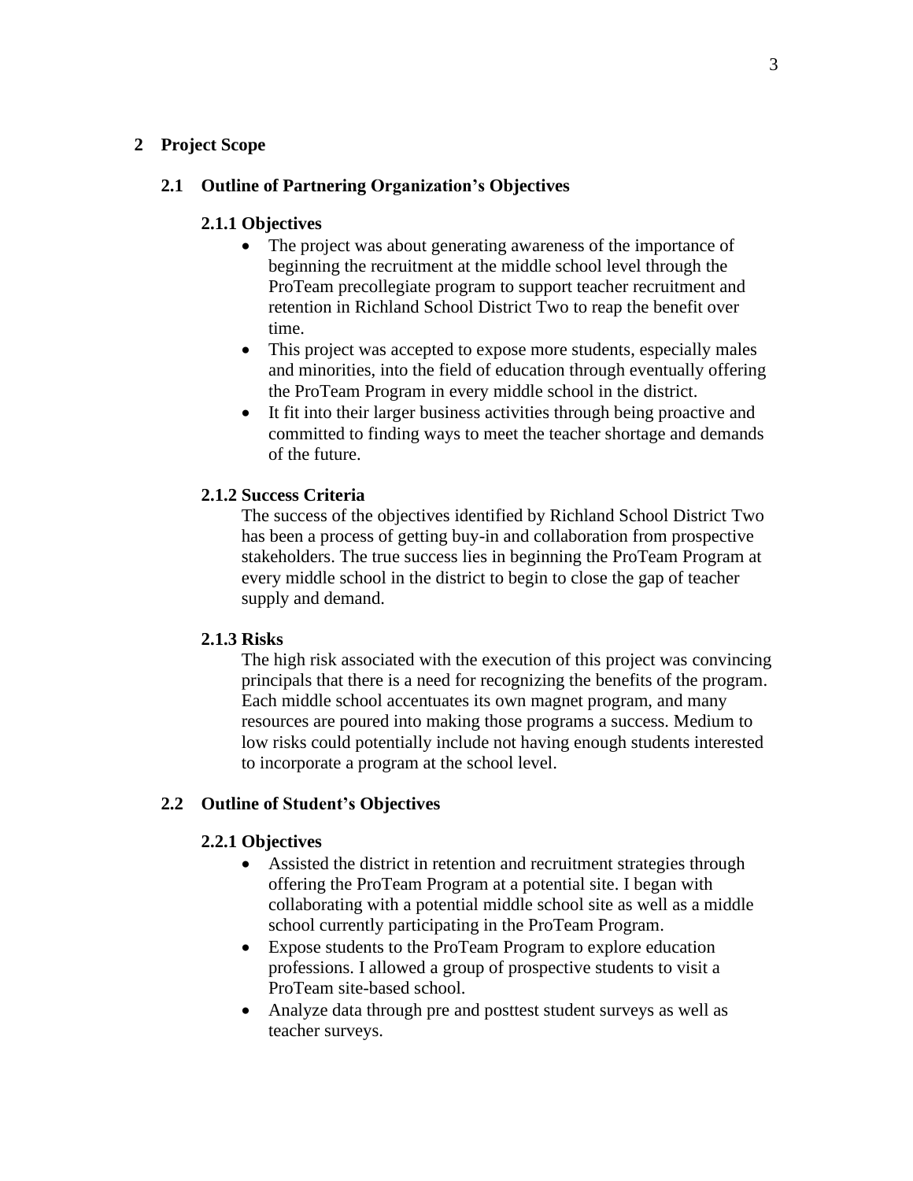# 2 Project Scope

## 2.1 Outline of Partnering Organization's Objectives

### 2.1.1 Objectives

- The project was about generating awareness of the importance of beginning the recruitment at the middle school level through the ProTeam precollegiate program to support teacher recruitment and retention in Richland School District Two to reap the benefit over time.
- This project was accepted to expose more students, especially males and minorities, into the field of education through eventually offering the ProTeam Program in every middle school in the district.
- It fit into their larger business activities through being proactive and committed to finding ways to meet the teacher shortage and demands of the future.

### 2.1.2 Success Criteria

The success of the objectives identified by Richland School District Two has been a process of getting buy-in and collaboration from prospective stakeholders. The true success lies in beginning the ProTeam Program at every middle school in the district to begin to close the gap of teacher supply and demand.

### 2.1.3 Risks

The high risk associated with the execution of this project was convincing principals that there is a need for recognizing the benefits of the program. Each middle school accentuates its own magnet program, and many resources are poured into making those programs a success. Medium to low risks could potentially include not having enough students interested to incorporate a program at the school level.

## 2.2 Outline of Student's Objectives

### 2.2.1 Objectives

- Assisted the district in retention and recruitment strategies through offering the ProTeam Program at a potential site. I began with collaborating with a potential middle school site as well as a middle school currently participating in the ProTeam Program.
- Expose students to the ProTeam Program to explore education professions. I allowed a group of prospective students to visit a ProTeam site-based school.
- Analyze data through pre and posttest student surveys as well as teacher surveys.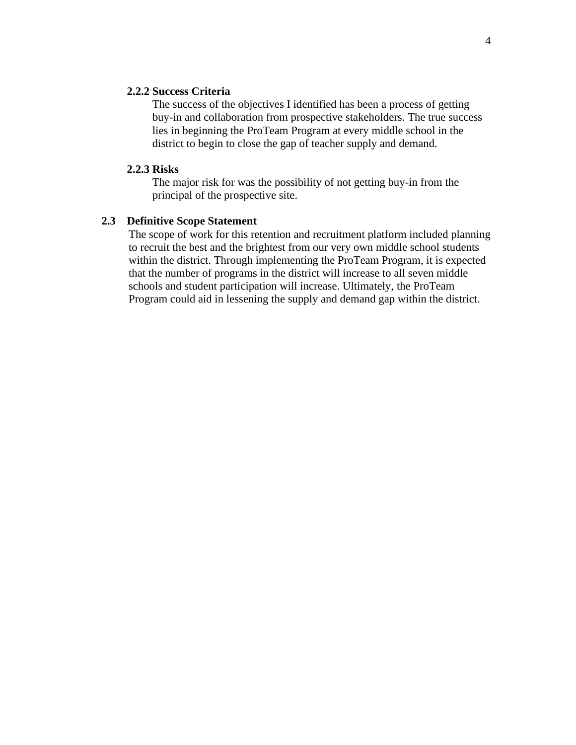#### 2.2.2 Success Criteria

The success of the objectives I identified has been a process of getting buy-in and collaboration from prospective stakeholders. The true success lies in beginning the ProTeam Program at every middle school in the district to begin to close the gap of teacher supply and demand.

#### 2.2.3 Risks

The major risk for was the possibility of not getting buy-in from the principal of the prospective site.

### 2.3 Definitive Scope Statement

The scope of work for this retention and recruitment platform included planning to recruit the best and the brightest from our very own middle school students within the district. Through implementing the ProTeam Program, it is expected that the number of programs in the district will increase to all seven middle schools and student participation will increase. Ultimately, the ProTeam Program could aid in lessening the supply and demand gap within the district.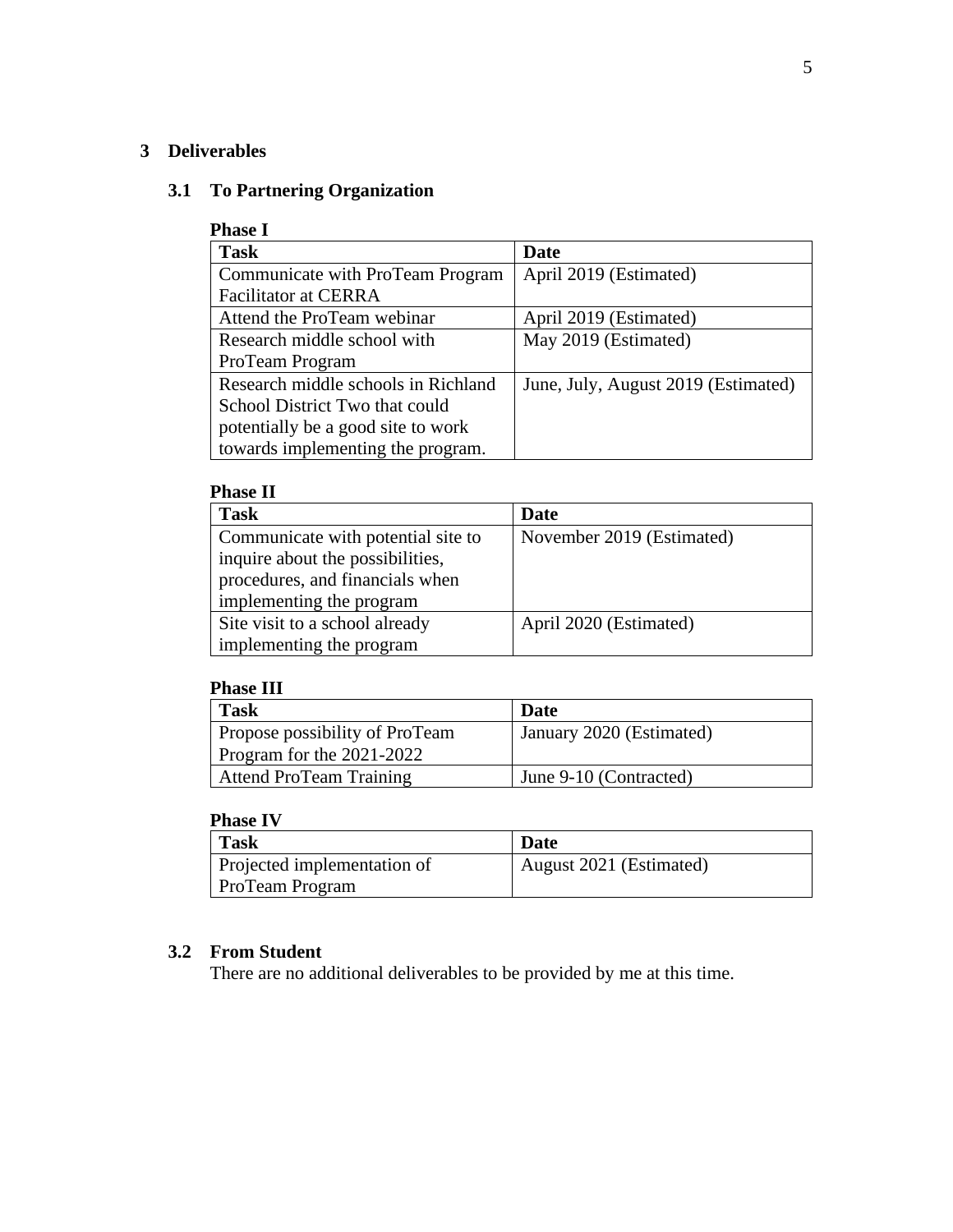# 3 Deliverables

## 3.1 To Partnering Organization

**Phase I**

| Task | Date |
|---|---|
| Communicate with ProTeam Program Facilitator at CERRA | April 2019 (Estimated) |
| Attend the ProTeam webinar | April 2019 (Estimated) |
| Research middle school with ProTeam Program | May 2019 (Estimated) |
| Research middle schools in Richland School District Two that could potentially be a good site to work towards implementing the program. | June, July, August 2019 (Estimated) |

**Phase II**

| Task | Date |
|---|---|
| Communicate with potential site to inquire about the possibilities, procedures, and financials when implementing the program | November 2019 (Estimated) |
| Site visit to a school already implementing the program | April 2020 (Estimated) |

**Phase III**

| Task | Date |
|---|---|
| Propose possibility of ProTeam Program for the 2021-2022 | January 2020 (Estimated) |
| Attend ProTeam Training | June 9-10 (Contracted) |

**Phase IV**

| Task | Date |
|---|---|
| Projected implementation of ProTeam Program | August 2021 (Estimated) |

## 3.2 From Student

There are no additional deliverables to be provided by me at this time.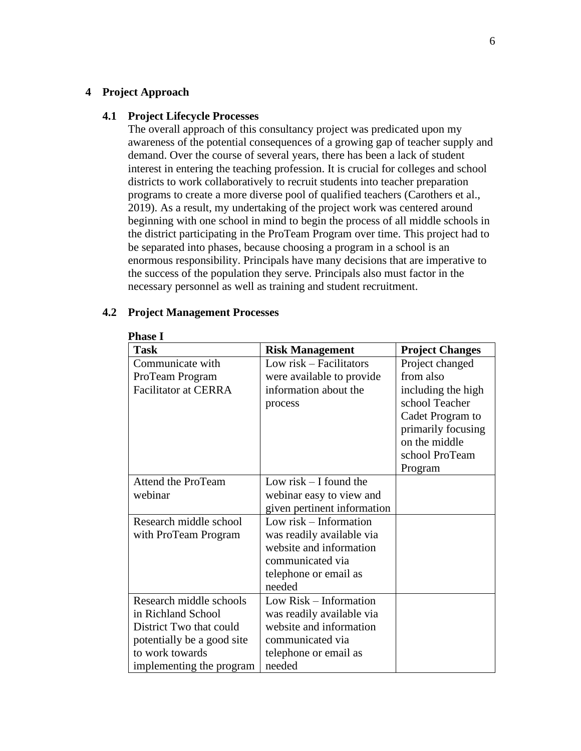# 4 Project Approach

## 4.1 Project Lifecycle Processes

The overall approach of this consultancy project was predicated upon my awareness of the potential consequences of a growing gap of teacher supply and demand. Over the course of several years, there has been a lack of student interest in entering the teaching profession. It is crucial for colleges and school districts to work collaboratively to recruit students into teacher preparation programs to create a more diverse pool of qualified teachers (Carothers et al., 2019). As a result, my undertaking of the project work was centered around beginning with one school in mind to begin the process of all middle schools in the district participating in the ProTeam Program over time. This project had to be separated into phases, because choosing a program in a school is an enormous responsibility. Principals have many decisions that are imperative to the success of the population they serve. Principals also must factor in the necessary personnel as well as training and student recruitment.

## 4.2 Project Management Processes

**Phase I**

| Task | Risk Management | Project Changes |
|---|---|---|
| Communicate with ProTeam Program Facilitator at CERRA | Low risk – Facilitators were available to provide information about the process | Project changed from also including the high school Teacher Cadet Program to primarily focusing on the middle school ProTeam Program |
| Attend the ProTeam webinar | Low risk – I found the webinar easy to view and given pertinent information | |
| Research middle school with ProTeam Program | Low risk – Information was readily available via website and information communicated via telephone or email as needed | |
| Research middle schools in Richland School District Two that could potentially be a good site to work towards implementing the program | Low Risk – Information was readily available via website and information communicated via telephone or email as needed | |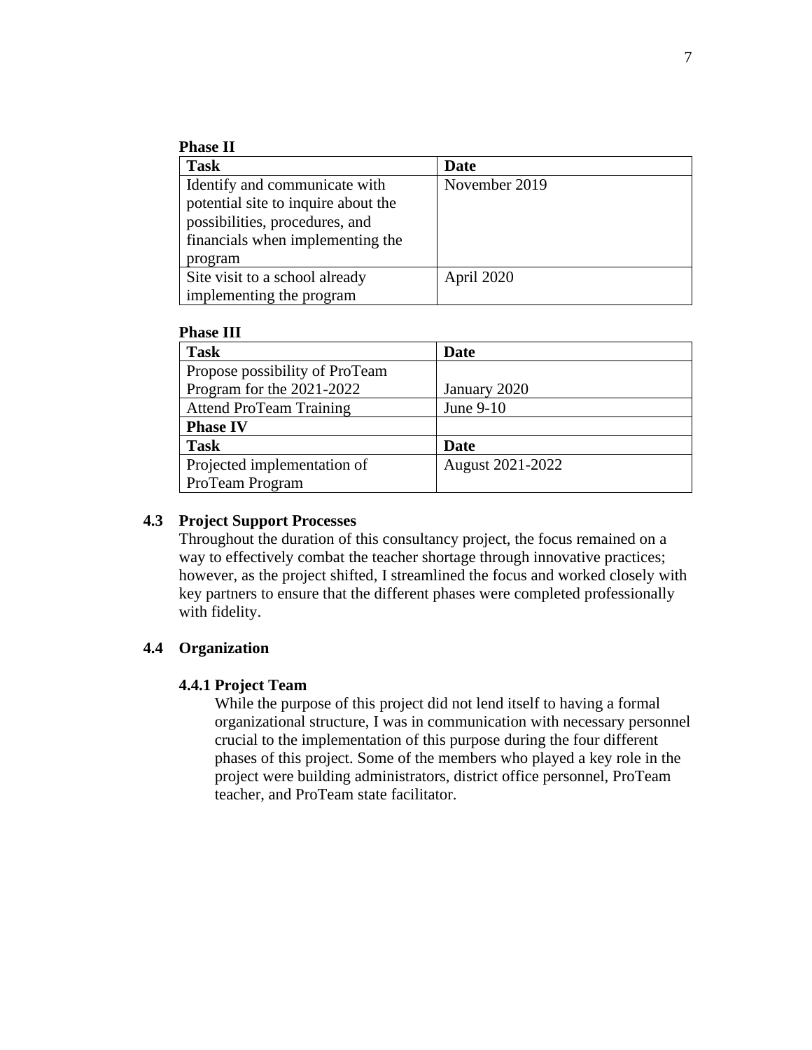**Phase II**

| Task | Date |
|---|---|
| Identify and communicate with potential site to inquire about the possibilities, procedures, and financials when implementing the program | November 2019 |
| Site visit to a school already implementing the program | April 2020 |

**Phase III**

| Task | Date |
|---|---|
| Propose possibility of ProTeam Program for the 2021-2022 | January 2020 |
| Attend ProTeam Training | June 9-10 |
| **Phase IV** | |
| **Task** | **Date** |
| Projected implementation of ProTeam Program | August 2021-2022 |

### 4.3 Project Support Processes

Throughout the duration of this consultancy project, the focus remained on a way to effectively combat the teacher shortage through innovative practices; however, as the project shifted, I streamlined the focus and worked closely with key partners to ensure that the different phases were completed professionally with fidelity.

### 4.4 Organization

#### 4.4.1 Project Team

While the purpose of this project did not lend itself to having a formal organizational structure, I was in communication with necessary personnel crucial to the implementation of this purpose during the four different phases of this project. Some of the members who played a key role in the project were building administrators, district office personnel, ProTeam teacher, and ProTeam state facilitator.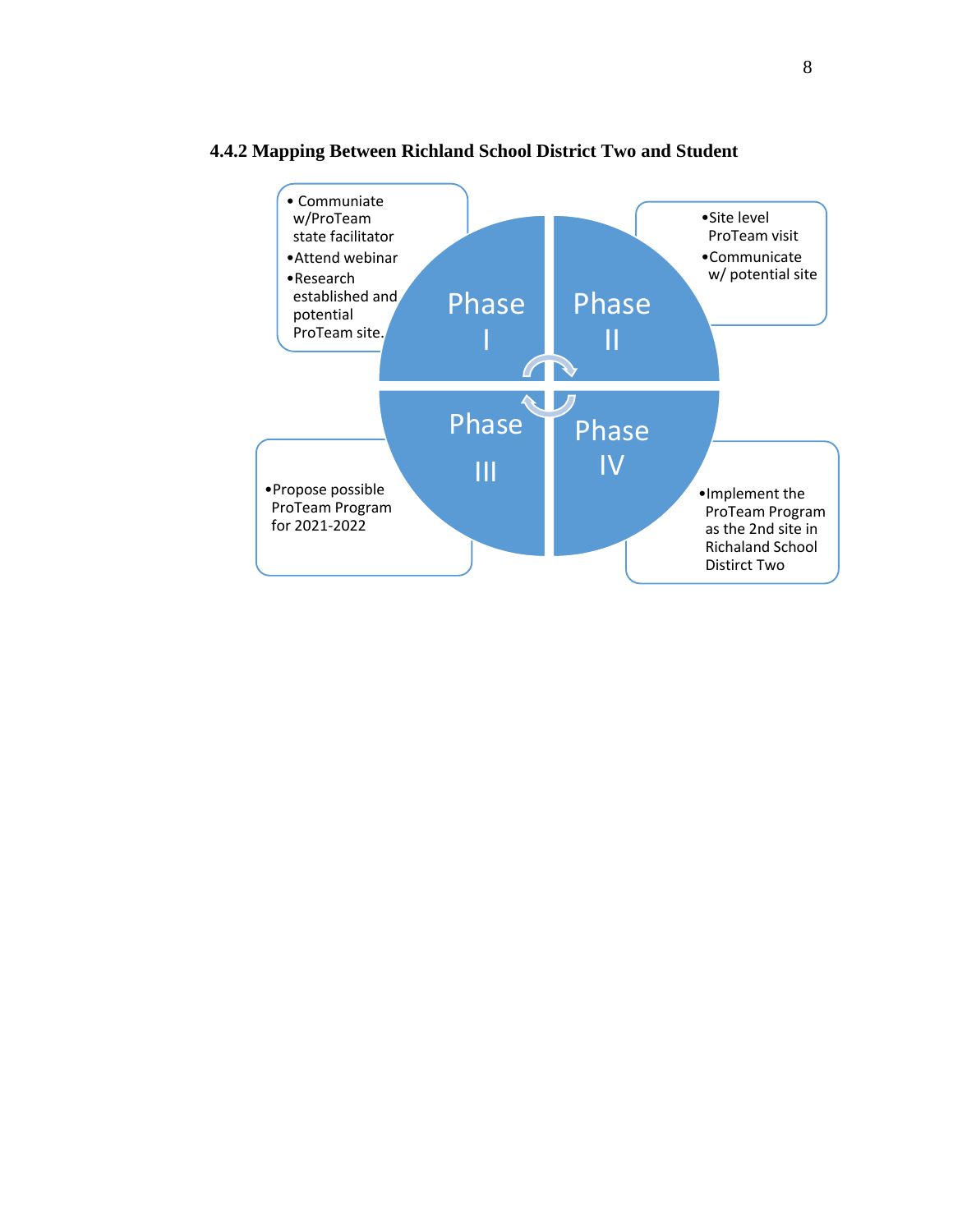### 4.4.2 Mapping Between Richland School District Two and Student

**Phase I**

- Communiate w/ProTeam state facilitator
- Attend webinar
- Research established and potential ProTeam site.

**Phase II**

- Site level ProTeam visit
- Communicate w/ potential site

**Phase III**

- Propose possible ProTeam Program for 2021-2022

**Phase IV**

- Implement the ProTeam Program as the 2nd site in Richaland School Distirct Two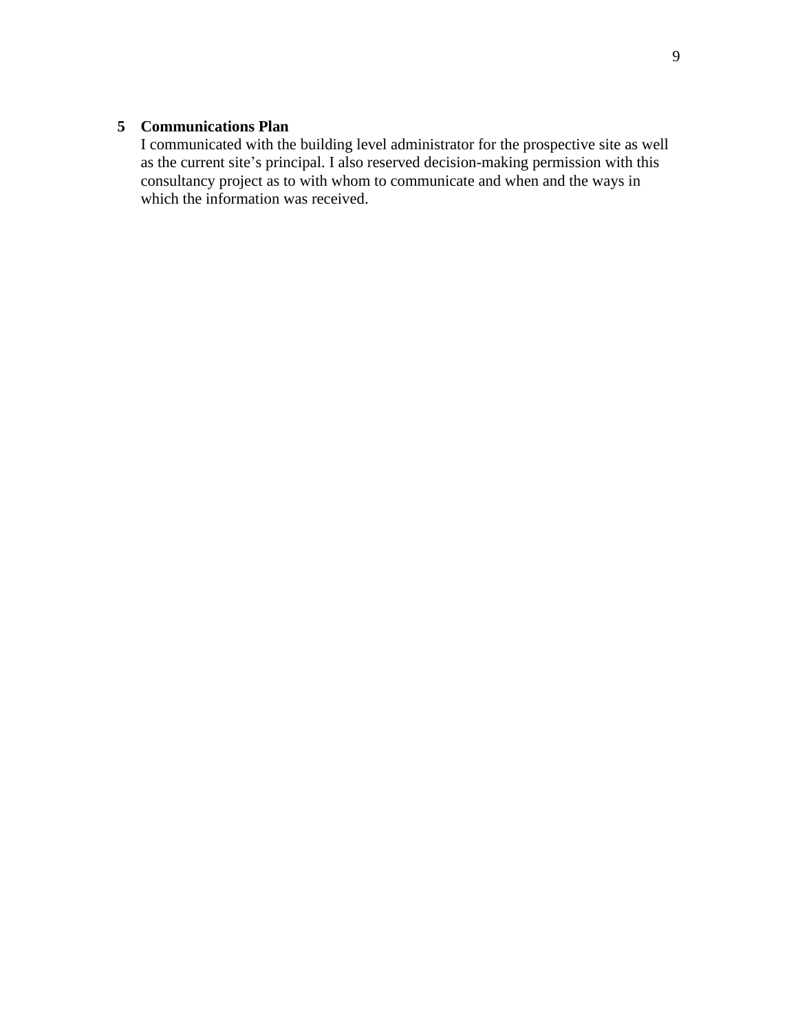## 5 Communications Plan

I communicated with the building level administrator for the prospective site as well as the current site's principal. I also reserved decision-making permission with this consultancy project as to with whom to communicate and when and the ways in which the information was received.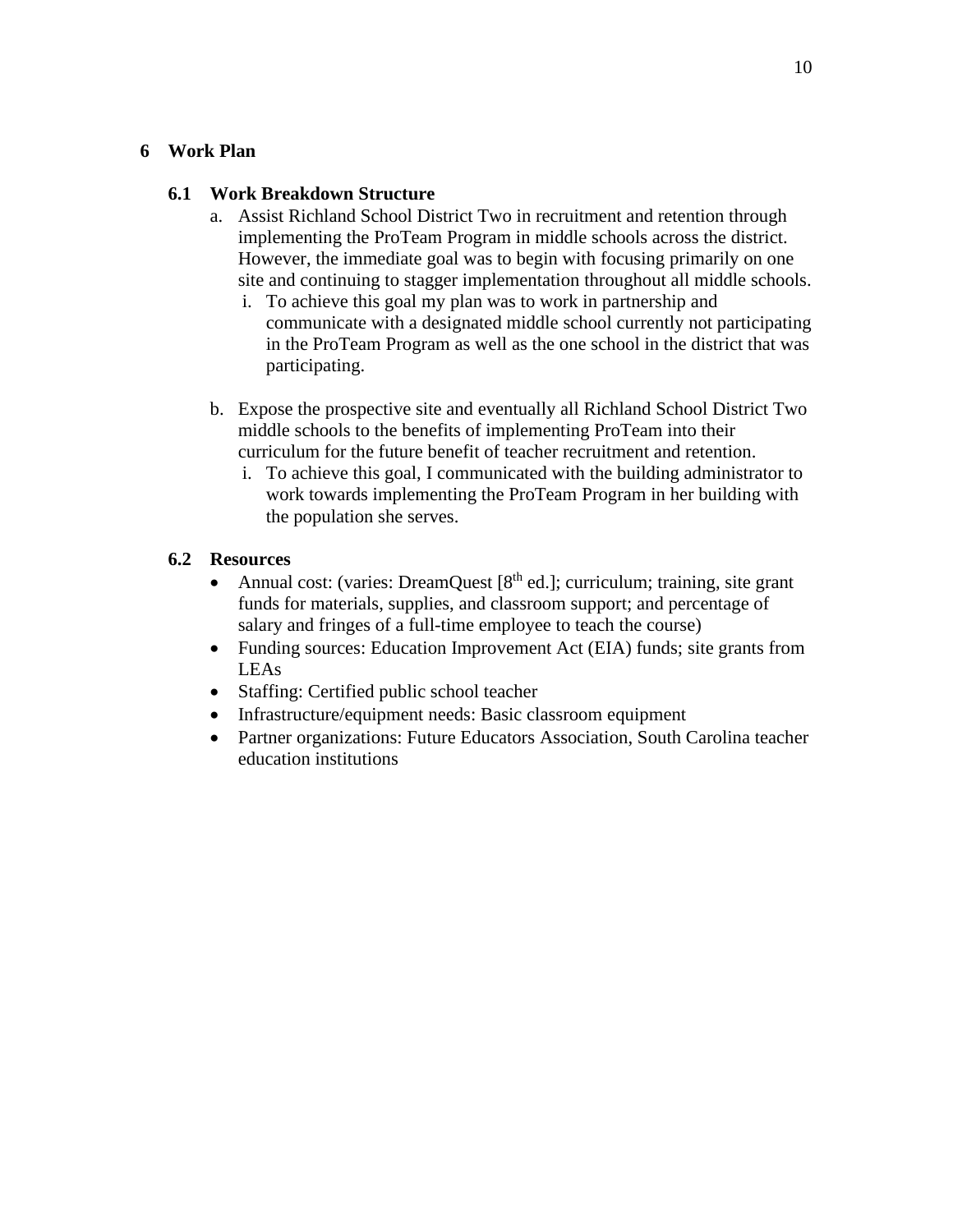# 6 Work Plan

## 6.1 Work Breakdown Structure

a. Assist Richland School District Two in recruitment and retention through implementing the ProTeam Program in middle schools across the district. However, the immediate goal was to begin with focusing primarily on one site and continuing to stagger implementation throughout all middle schools.
   i. To achieve this goal my plan was to work in partnership and communicate with a designated middle school currently not participating in the ProTeam Program as well as the one school in the district that was participating.

b. Expose the prospective site and eventually all Richland School District Two middle schools to the benefits of implementing ProTeam into their curriculum for the future benefit of teacher recruitment and retention.
   i. To achieve this goal, I communicated with the building administrator to work towards implementing the ProTeam Program in her building with the population she serves.

## 6.2 Resources

- Annual cost: (varies: DreamQuest [8th ed.]; curriculum; training, site grant funds for materials, supplies, and classroom support; and percentage of salary and fringes of a full-time employee to teach the course)
- Funding sources: Education Improvement Act (EIA) funds; site grants from LEAs
- Staffing: Certified public school teacher
- Infrastructure/equipment needs: Basic classroom equipment
- Partner organizations: Future Educators Association, South Carolina teacher education institutions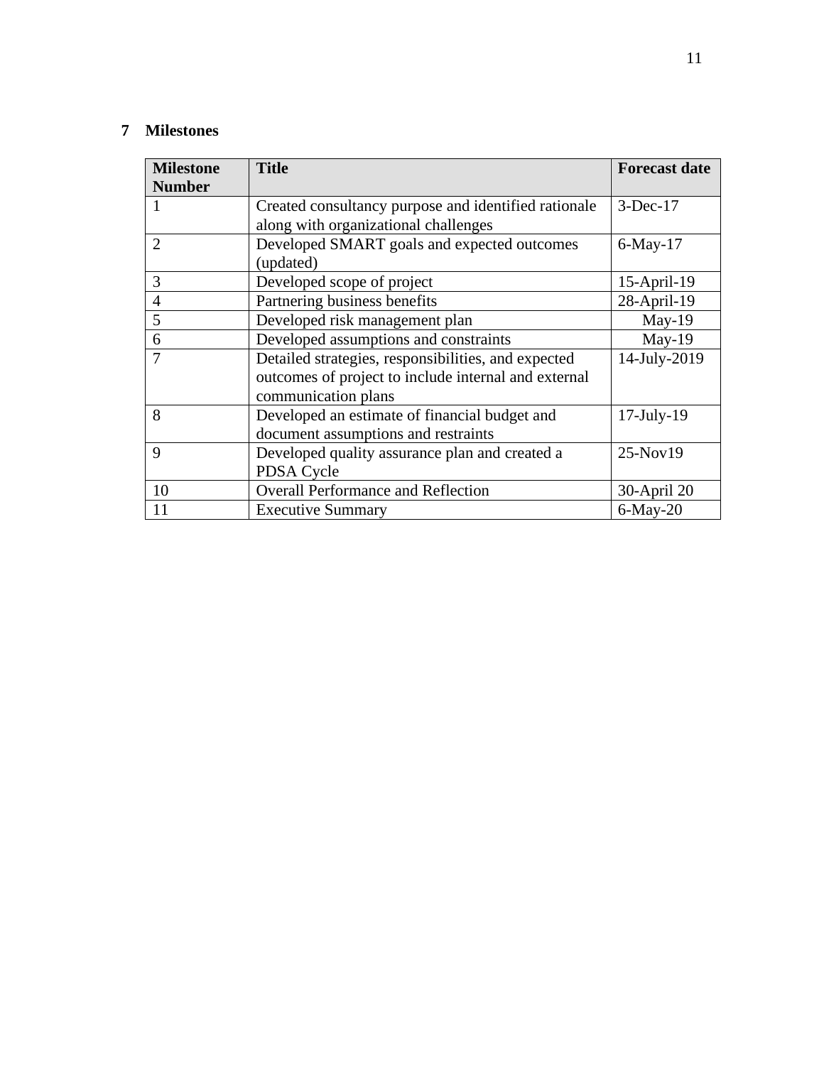## 7 Milestones

| Milestone Number | Title | Forecast date |
|---|---|---|
| 1 | Created consultancy purpose and identified rationale along with organizational challenges | 3-Dec-17 |
| 2 | Developed SMART goals and expected outcomes (updated) | 6-May-17 |
| 3 | Developed scope of project | 15-April-19 |
| 4 | Partnering business benefits | 28-April-19 |
| 5 | Developed risk management plan | May-19 |
| 6 | Developed assumptions and constraints | May-19 |
| 7 | Detailed strategies, responsibilities, and expected outcomes of project to include internal and external communication plans | 14-July-2019 |
| 8 | Developed an estimate of financial budget and document assumptions and restraints | 17-July-19 |
| 9 | Developed quality assurance plan and created a PDSA Cycle | 25-Nov19 |
| 10 | Overall Performance and Reflection | 30-April 20 |
| 11 | Executive Summary | 6-May-20 |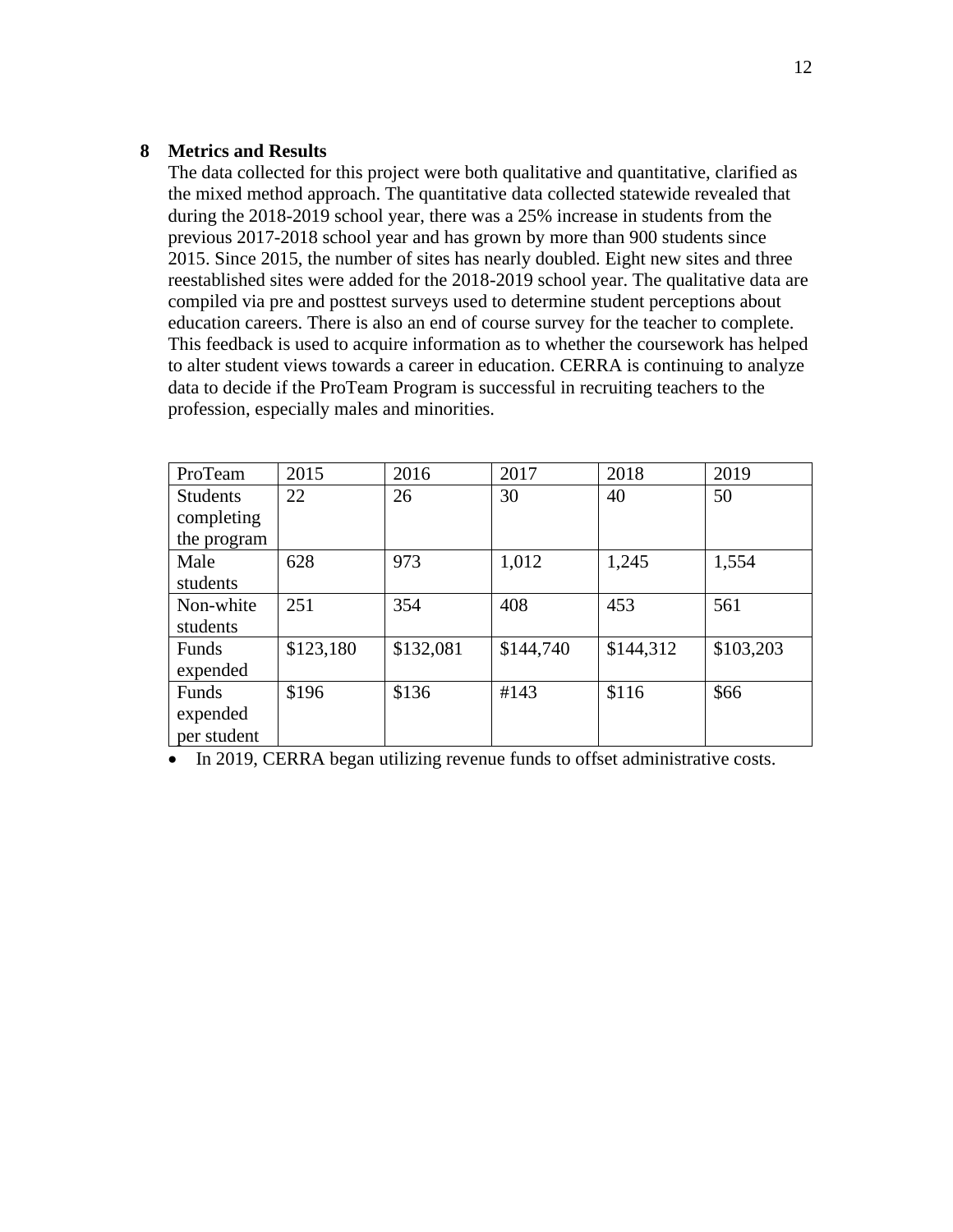## 8 Metrics and Results

The data collected for this project were both qualitative and quantitative, clarified as the mixed method approach. The quantitative data collected statewide revealed that during the 2018-2019 school year, there was a 25% increase in students from the previous 2017-2018 school year and has grown by more than 900 students since 2015. Since 2015, the number of sites has nearly doubled. Eight new sites and three reestablished sites were added for the 2018-2019 school year. The qualitative data are compiled via pre and posttest surveys used to determine student perceptions about education careers. There is also an end of course survey for the teacher to complete. This feedback is used to acquire information as to whether the coursework has helped to alter student views towards a career in education. CERRA is continuing to analyze data to decide if the ProTeam Program is successful in recruiting teachers to the profession, especially males and minorities.

| ProTeam | 2015 | 2016 | 2017 | 2018 | 2019 |
|---|---|---|---|---|---|
| Students completing the program | 22 | 26 | 30 | 40 | 50 |
| Male students | 628 | 973 | 1,012 | 1,245 | 1,554 |
| Non-white students | 251 | 354 | 408 | 453 | 561 |
| Funds expended | $123,180 | $132,081 | $144,740 | $144,312 | $103,203 |
| Funds expended per student | $196 | $136 | #143 | $116 | $66 |

- In 2019, CERRA began utilizing revenue funds to offset administrative costs.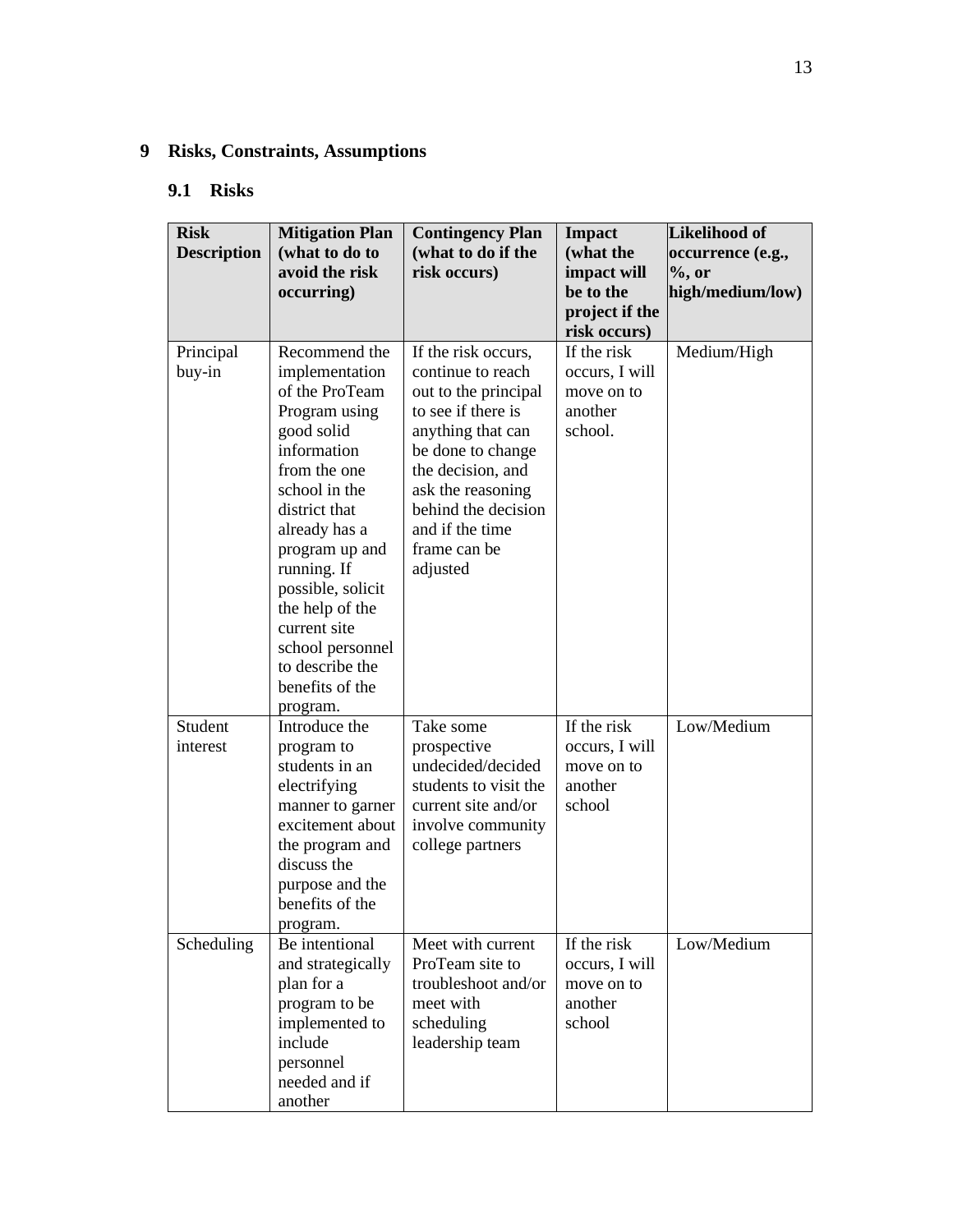# 9 Risks, Constraints, Assumptions

## 9.1 Risks

| Risk Description | Mitigation Plan (what to do to avoid the risk occurring) | Contingency Plan (what to do if the risk occurs) | Impact (what the impact will be to the project if the risk occurs) | Likelihood of occurrence (e.g., %, or high/medium/low) |
|---|---|---|---|---|
| Principal buy-in | Recommend the implementation of the ProTeam Program using good solid information from the one school in the district that already has a program up and running. If possible, solicit the help of the current site school personnel to describe the benefits of the program. | If the risk occurs, continue to reach out to the principal to see if there is anything that can be done to change the decision, and ask the reasoning behind the decision and if the time frame can be adjusted | If the risk occurs, I will move on to another school. | Medium/High |
| Student interest | Introduce the program to students in an electrifying manner to garner excitement about the program and discuss the purpose and the benefits of the program. | Take some prospective undecided/decided students to visit the current site and/or involve community college partners | If the risk occurs, I will move on to another school | Low/Medium |
| Scheduling | Be intentional and strategically plan for a program to be implemented to include personnel needed and if another | Meet with current ProTeam site to troubleshoot and/or meet with scheduling leadership team | If the risk occurs, I will move on to another school | Low/Medium |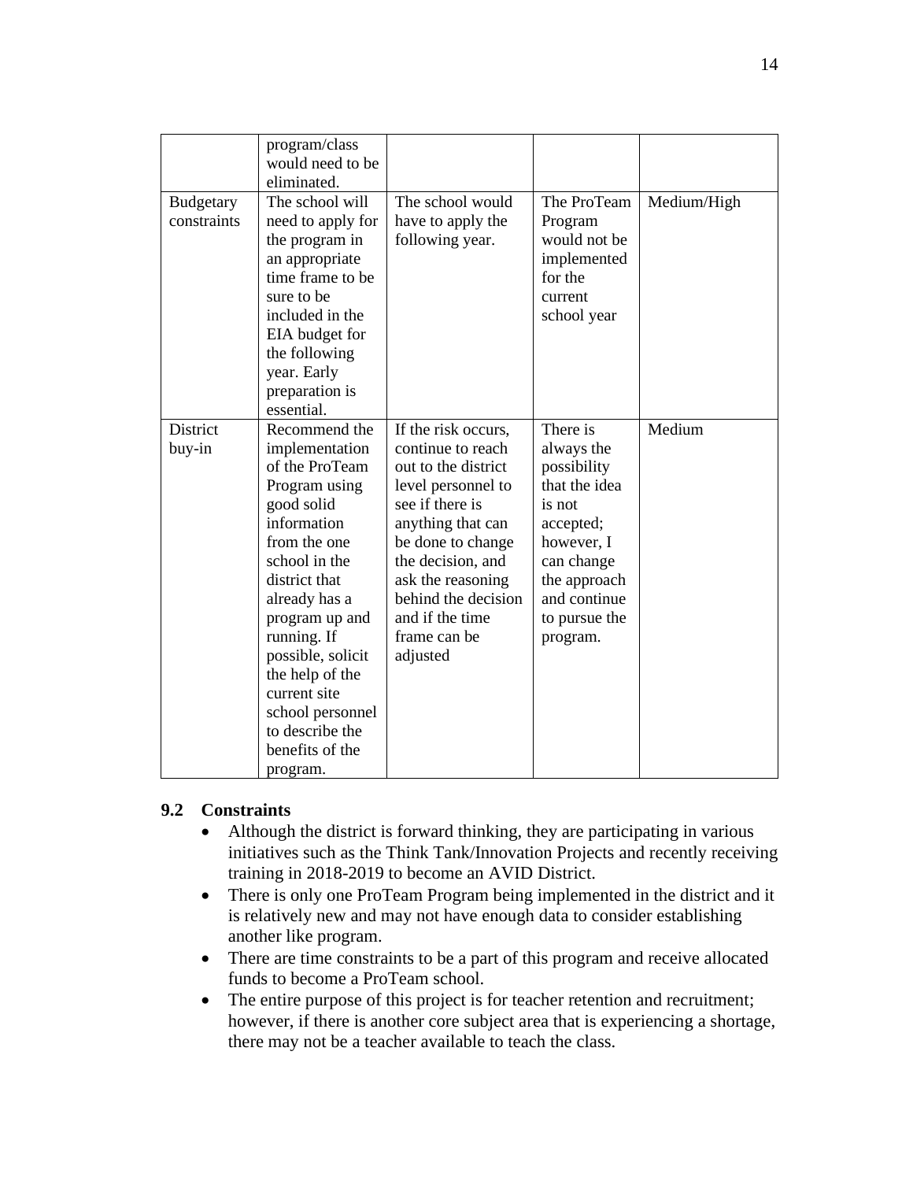| | | | | |
|---|---|---|---|---|
| | program/class would need to be eliminated. | | | |
| Budgetary constraints | The school will need to apply for the program in an appropriate time frame to be sure to be included in the EIA budget for the following year. Early preparation is essential. | The school would have to apply the following year. | The ProTeam Program would not be implemented for the current school year | Medium/High |
| District buy-in | Recommend the implementation of the ProTeam Program using good solid information from the one school in the district that already has a program up and running. If possible, solicit the help of the current site school personnel to describe the benefits of the program. | If the risk occurs, continue to reach out to the district level personnel to see if there is anything that can be done to change the decision, and ask the reasoning behind the decision and if the time frame can be adjusted | There is always the possibility that the idea is not accepted; however, I can change the approach and continue to pursue the program. | Medium |

### 9.2 Constraints

- Although the district is forward thinking, they are participating in various initiatives such as the Think Tank/Innovation Projects and recently receiving training in 2018-2019 to become an AVID District.
- There is only one ProTeam Program being implemented in the district and it is relatively new and may not have enough data to consider establishing another like program.
- There are time constraints to be a part of this program and receive allocated funds to become a ProTeam school.
- The entire purpose of this project is for teacher retention and recruitment; however, if there is another core subject area that is experiencing a shortage, there may not be a teacher available to teach the class.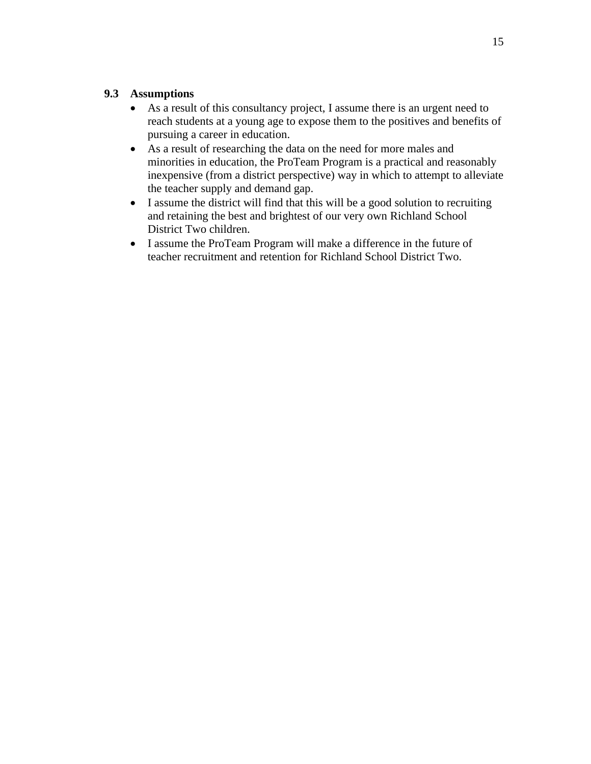### 9.3 Assumptions

- As a result of this consultancy project, I assume there is an urgent need to reach students at a young age to expose them to the positives and benefits of pursuing a career in education.
- As a result of researching the data on the need for more males and minorities in education, the ProTeam Program is a practical and reasonably inexpensive (from a district perspective) way in which to attempt to alleviate the teacher supply and demand gap.
- I assume the district will find that this will be a good solution to recruiting and retaining the best and brightest of our very own Richland School District Two children.
- I assume the ProTeam Program will make a difference in the future of teacher recruitment and retention for Richland School District Two.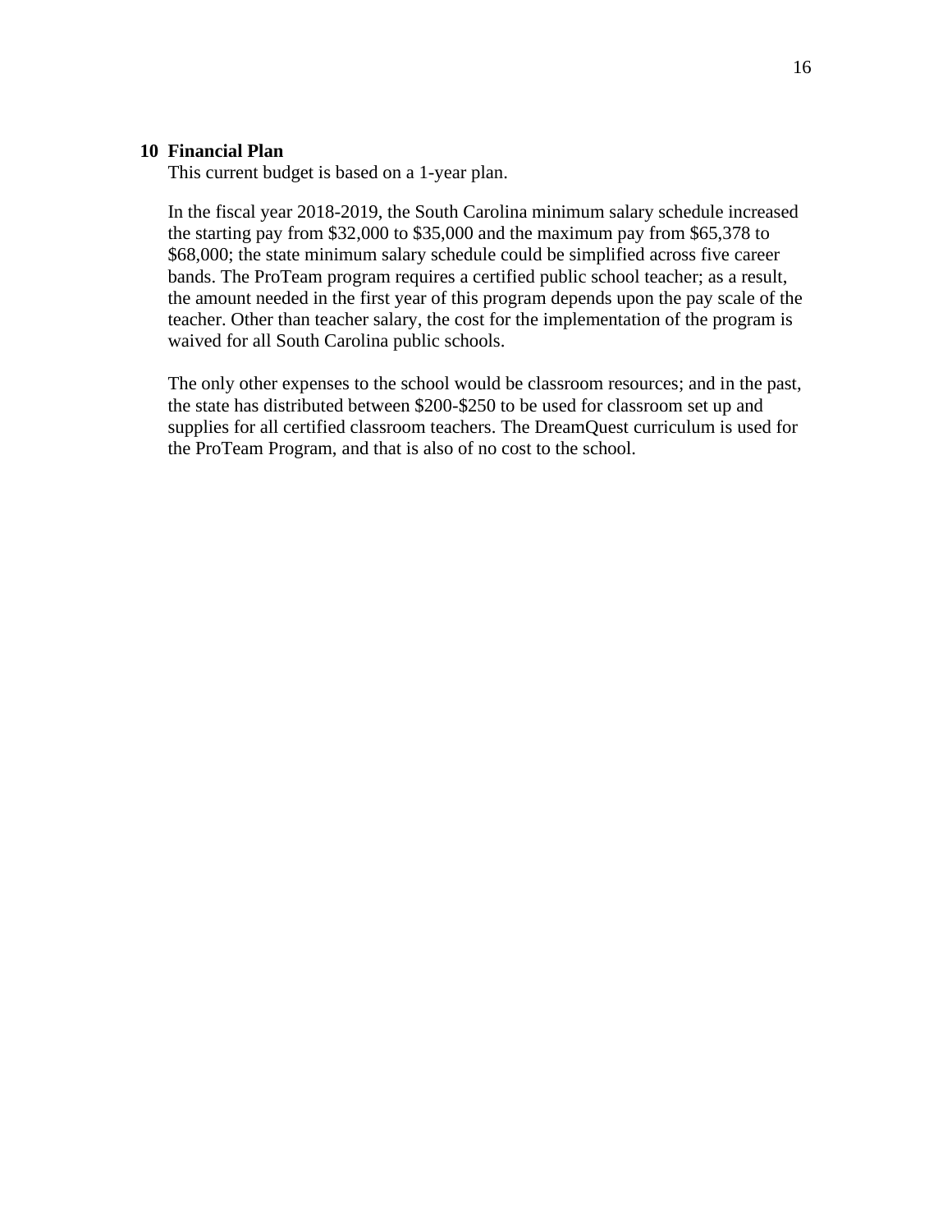## 10 Financial Plan

This current budget is based on a 1-year plan.

In the fiscal year 2018-2019, the South Carolina minimum salary schedule increased the starting pay from $32,000 to $35,000 and the maximum pay from $65,378 to $68,000; the state minimum salary schedule could be simplified across five career bands. The ProTeam program requires a certified public school teacher; as a result, the amount needed in the first year of this program depends upon the pay scale of the teacher. Other than teacher salary, the cost for the implementation of the program is waived for all South Carolina public schools.

The only other expenses to the school would be classroom resources; and in the past, the state has distributed between $200-$250 to be used for classroom set up and supplies for all certified classroom teachers. The DreamQuest curriculum is used for the ProTeam Program, and that is also of no cost to the school.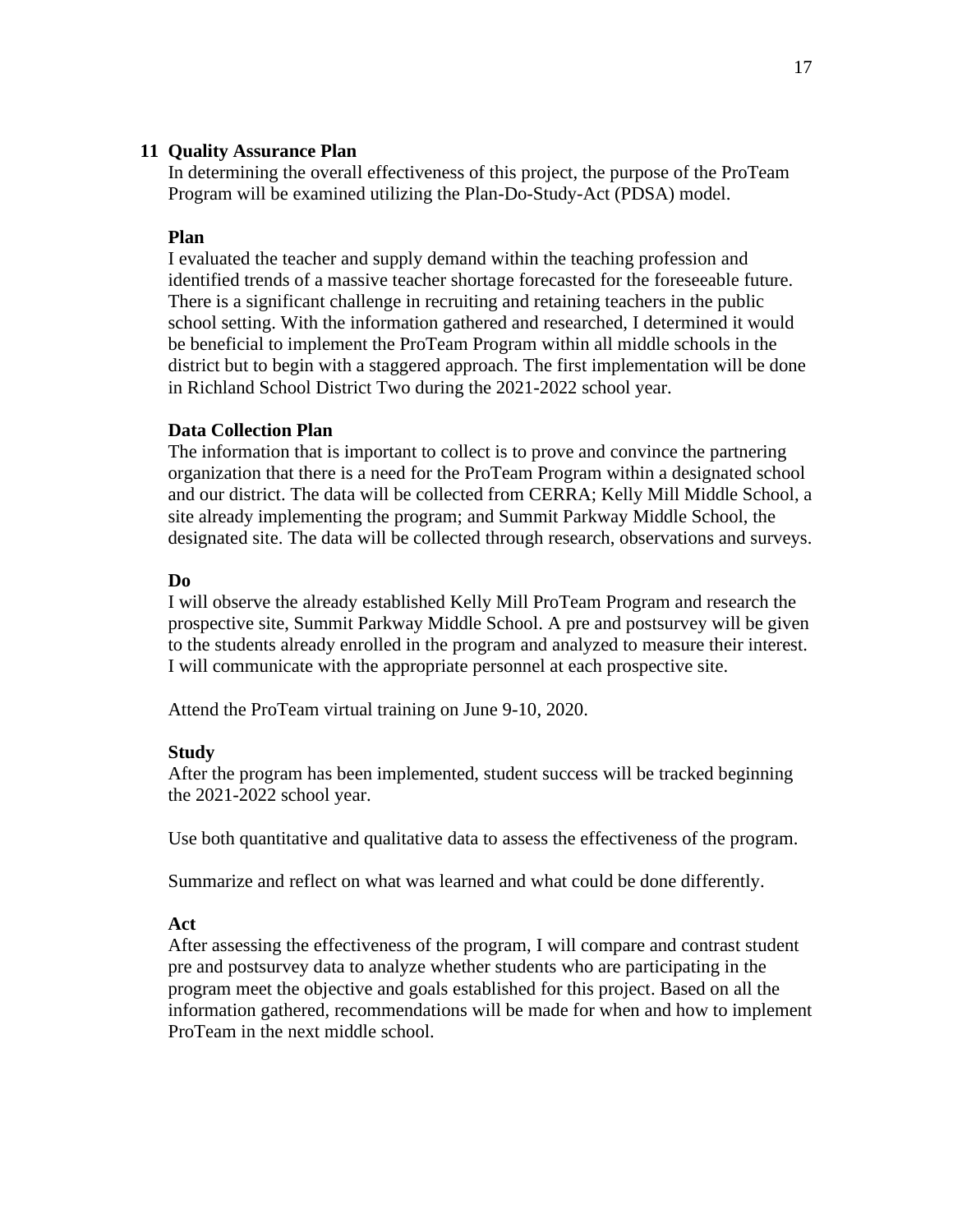## 11 Quality Assurance Plan

In determining the overall effectiveness of this project, the purpose of the ProTeam Program will be examined utilizing the Plan-Do-Study-Act (PDSA) model.

### Plan

I evaluated the teacher and supply demand within the teaching profession and identified trends of a massive teacher shortage forecasted for the foreseeable future. There is a significant challenge in recruiting and retaining teachers in the public school setting. With the information gathered and researched, I determined it would be beneficial to implement the ProTeam Program within all middle schools in the district but to begin with a staggered approach. The first implementation will be done in Richland School District Two during the 2021-2022 school year.

### Data Collection Plan

The information that is important to collect is to prove and convince the partnering organization that there is a need for the ProTeam Program within a designated school and our district. The data will be collected from CERRA; Kelly Mill Middle School, a site already implementing the program; and Summit Parkway Middle School, the designated site. The data will be collected through research, observations and surveys.

### Do

I will observe the already established Kelly Mill ProTeam Program and research the prospective site, Summit Parkway Middle School. A pre and postsurvey will be given to the students already enrolled in the program and analyzed to measure their interest. I will communicate with the appropriate personnel at each prospective site.

Attend the ProTeam virtual training on June 9-10, 2020.

### Study

After the program has been implemented, student success will be tracked beginning the 2021-2022 school year.

Use both quantitative and qualitative data to assess the effectiveness of the program.

Summarize and reflect on what was learned and what could be done differently.

### Act

After assessing the effectiveness of the program, I will compare and contrast student pre and postsurvey data to analyze whether students who are participating in the program meet the objective and goals established for this project. Based on all the information gathered, recommendations will be made for when and how to implement ProTeam in the next middle school.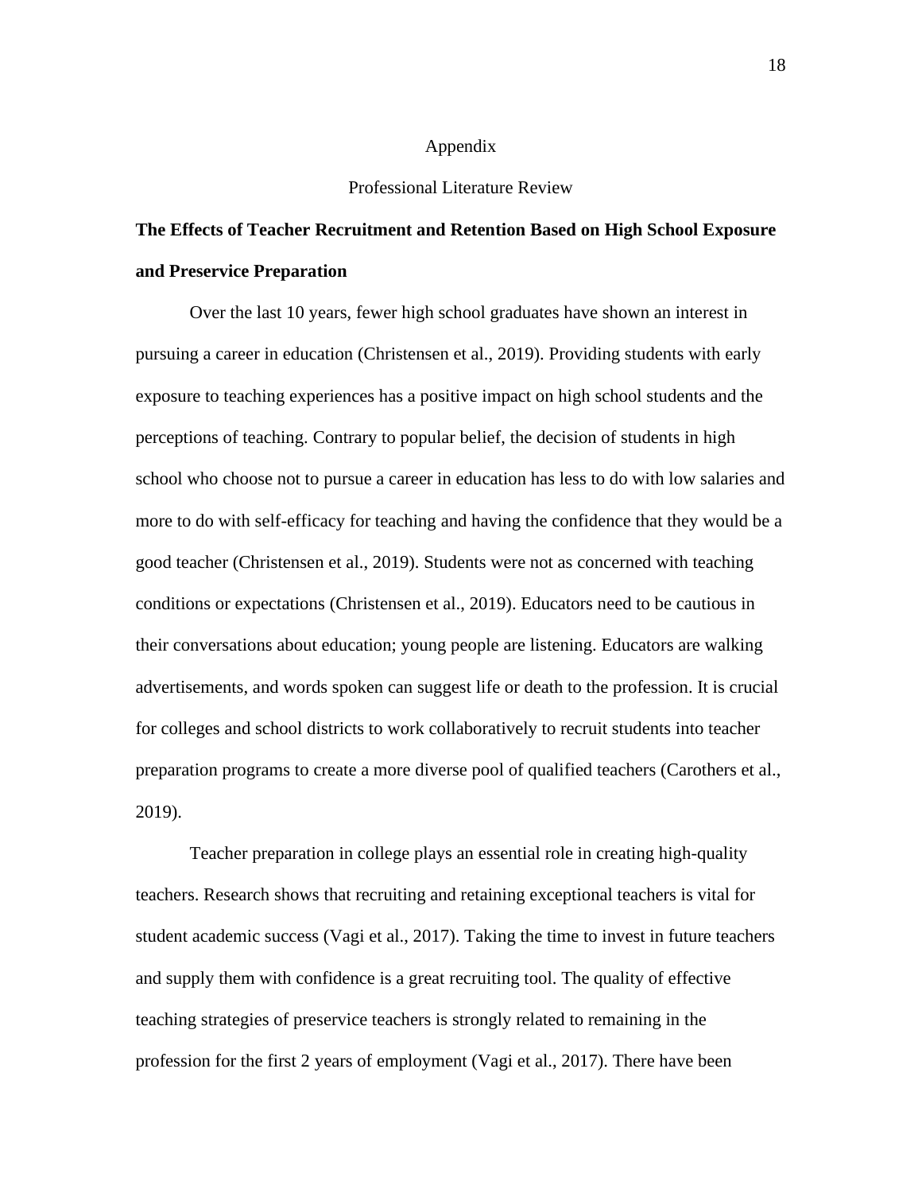# Appendix

## Professional Literature Review

### The Effects of Teacher Recruitment and Retention Based on High School Exposure and Preservice Preparation

Over the last 10 years, fewer high school graduates have shown an interest in pursuing a career in education (Christensen et al., 2019). Providing students with early exposure to teaching experiences has a positive impact on high school students and the perceptions of teaching. Contrary to popular belief, the decision of students in high school who choose not to pursue a career in education has less to do with low salaries and more to do with self-efficacy for teaching and having the confidence that they would be a good teacher (Christensen et al., 2019). Students were not as concerned with teaching conditions or expectations (Christensen et al., 2019). Educators need to be cautious in their conversations about education; young people are listening. Educators are walking advertisements, and words spoken can suggest life or death to the profession. It is crucial for colleges and school districts to work collaboratively to recruit students into teacher preparation programs to create a more diverse pool of qualified teachers (Carothers et al., 2019).

Teacher preparation in college plays an essential role in creating high-quality teachers. Research shows that recruiting and retaining exceptional teachers is vital for student academic success (Vagi et al., 2017). Taking the time to invest in future teachers and supply them with confidence is a great recruiting tool. The quality of effective teaching strategies of preservice teachers is strongly related to remaining in the profession for the first 2 years of employment (Vagi et al., 2017). There have been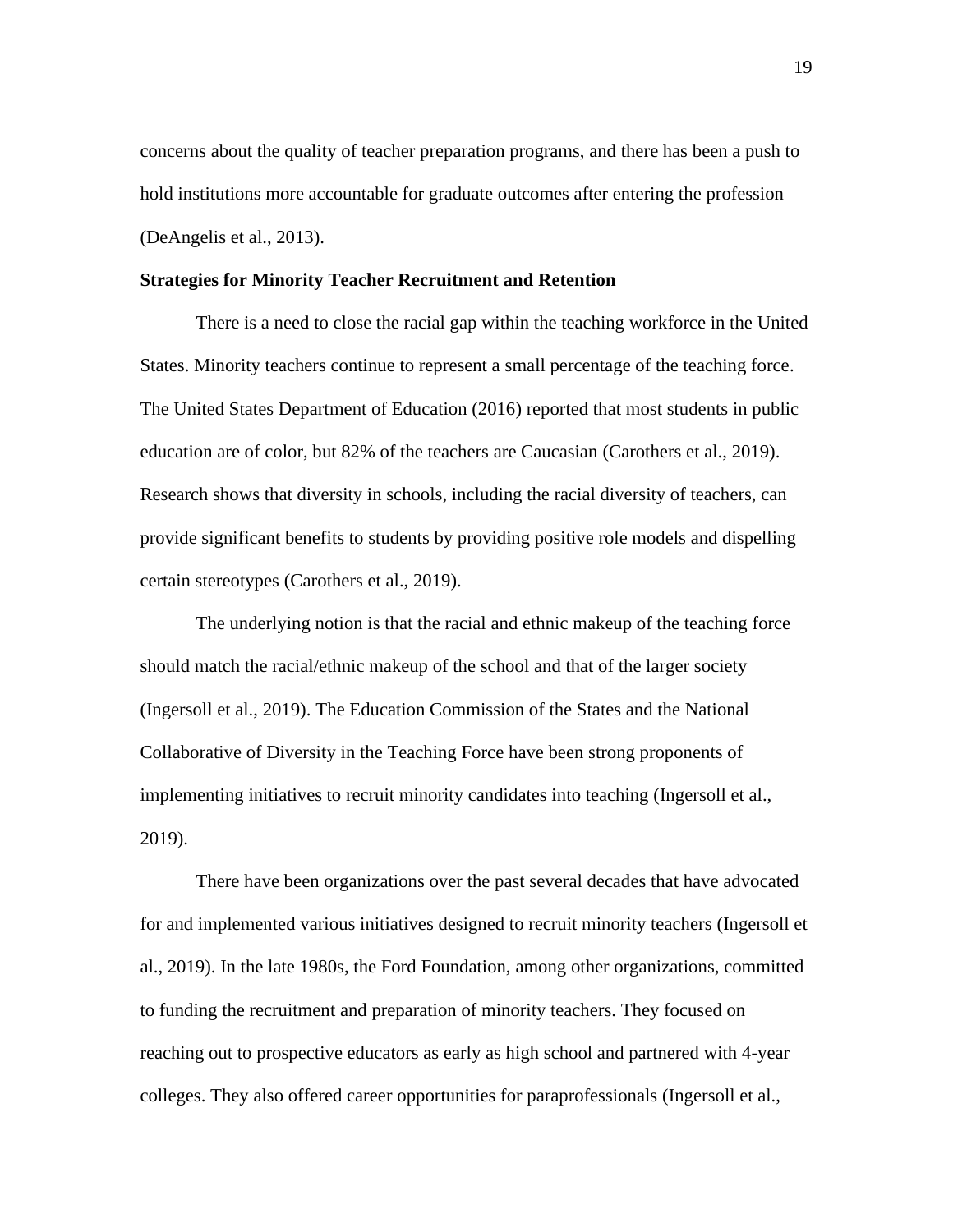concerns about the quality of teacher preparation programs, and there has been a push to hold institutions more accountable for graduate outcomes after entering the profession (DeAngelis et al., 2013).

**Strategies for Minority Teacher Recruitment and Retention**

There is a need to close the racial gap within the teaching workforce in the United States. Minority teachers continue to represent a small percentage of the teaching force. The United States Department of Education (2016) reported that most students in public education are of color, but 82% of the teachers are Caucasian (Carothers et al., 2019). Research shows that diversity in schools, including the racial diversity of teachers, can provide significant benefits to students by providing positive role models and dispelling certain stereotypes (Carothers et al., 2019).

The underlying notion is that the racial and ethnic makeup of the teaching force should match the racial/ethnic makeup of the school and that of the larger society (Ingersoll et al., 2019). The Education Commission of the States and the National Collaborative of Diversity in the Teaching Force have been strong proponents of implementing initiatives to recruit minority candidates into teaching (Ingersoll et al., 2019).

There have been organizations over the past several decades that have advocated for and implemented various initiatives designed to recruit minority teachers (Ingersoll et al., 2019). In the late 1980s, the Ford Foundation, among other organizations, committed to funding the recruitment and preparation of minority teachers. They focused on reaching out to prospective educators as early as high school and partnered with 4-year colleges. They also offered career opportunities for paraprofessionals (Ingersoll et al.,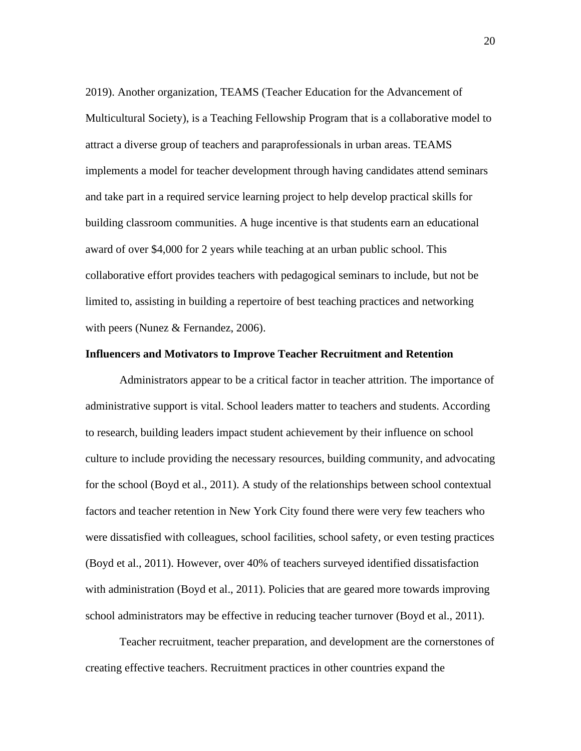2019). Another organization, TEAMS (Teacher Education for the Advancement of Multicultural Society), is a Teaching Fellowship Program that is a collaborative model to attract a diverse group of teachers and paraprofessionals in urban areas. TEAMS implements a model for teacher development through having candidates attend seminars and take part in a required service learning project to help develop practical skills for building classroom communities. A huge incentive is that students earn an educational award of over $4,000 for 2 years while teaching at an urban public school. This collaborative effort provides teachers with pedagogical seminars to include, but not be limited to, assisting in building a repertoire of best teaching practices and networking with peers (Nunez & Fernandez, 2006).

**Influencers and Motivators to Improve Teacher Recruitment and Retention**

Administrators appear to be a critical factor in teacher attrition. The importance of administrative support is vital. School leaders matter to teachers and students. According to research, building leaders impact student achievement by their influence on school culture to include providing the necessary resources, building community, and advocating for the school (Boyd et al., 2011). A study of the relationships between school contextual factors and teacher retention in New York City found there were very few teachers who were dissatisfied with colleagues, school facilities, school safety, or even testing practices (Boyd et al., 2011). However, over 40% of teachers surveyed identified dissatisfaction with administration (Boyd et al., 2011). Policies that are geared more towards improving school administrators may be effective in reducing teacher turnover (Boyd et al., 2011).

Teacher recruitment, teacher preparation, and development are the cornerstones of creating effective teachers. Recruitment practices in other countries expand the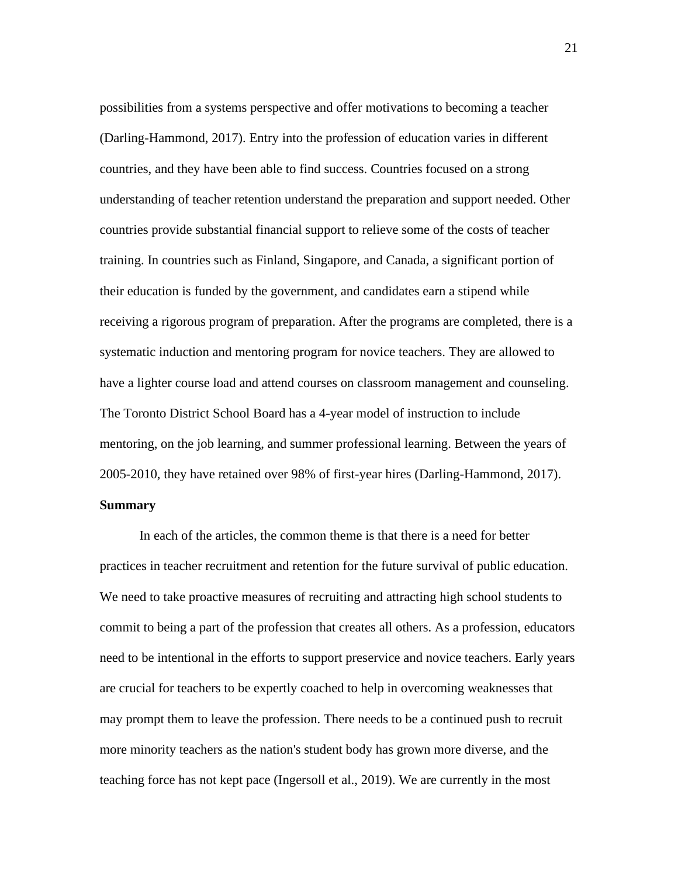possibilities from a systems perspective and offer motivations to becoming a teacher (Darling-Hammond, 2017). Entry into the profession of education varies in different countries, and they have been able to find success. Countries focused on a strong understanding of teacher retention understand the preparation and support needed. Other countries provide substantial financial support to relieve some of the costs of teacher training. In countries such as Finland, Singapore, and Canada, a significant portion of their education is funded by the government, and candidates earn a stipend while receiving a rigorous program of preparation. After the programs are completed, there is a systematic induction and mentoring program for novice teachers. They are allowed to have a lighter course load and attend courses on classroom management and counseling. The Toronto District School Board has a 4-year model of instruction to include mentoring, on the job learning, and summer professional learning. Between the years of 2005-2010, they have retained over 98% of first-year hires (Darling-Hammond, 2017).

**Summary**

In each of the articles, the common theme is that there is a need for better practices in teacher recruitment and retention for the future survival of public education. We need to take proactive measures of recruiting and attracting high school students to commit to being a part of the profession that creates all others. As a profession, educators need to be intentional in the efforts to support preservice and novice teachers. Early years are crucial for teachers to be expertly coached to help in overcoming weaknesses that may prompt them to leave the profession. There needs to be a continued push to recruit more minority teachers as the nation's student body has grown more diverse, and the teaching force has not kept pace (Ingersoll et al., 2019). We are currently in the most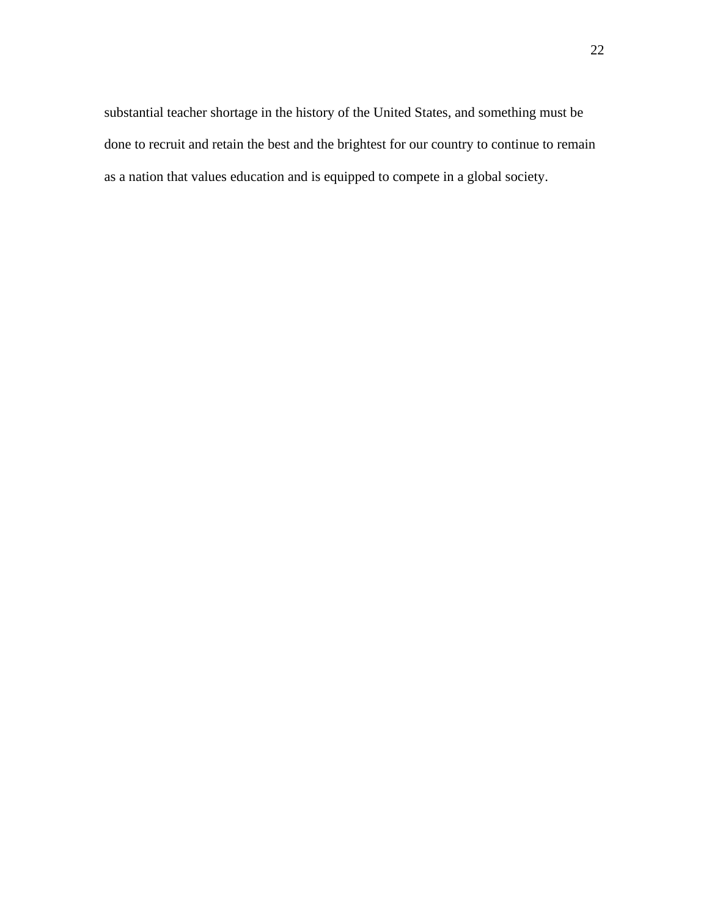substantial teacher shortage in the history of the United States, and something must be done to recruit and retain the best and the brightest for our country to continue to remain as a nation that values education and is equipped to compete in a global society.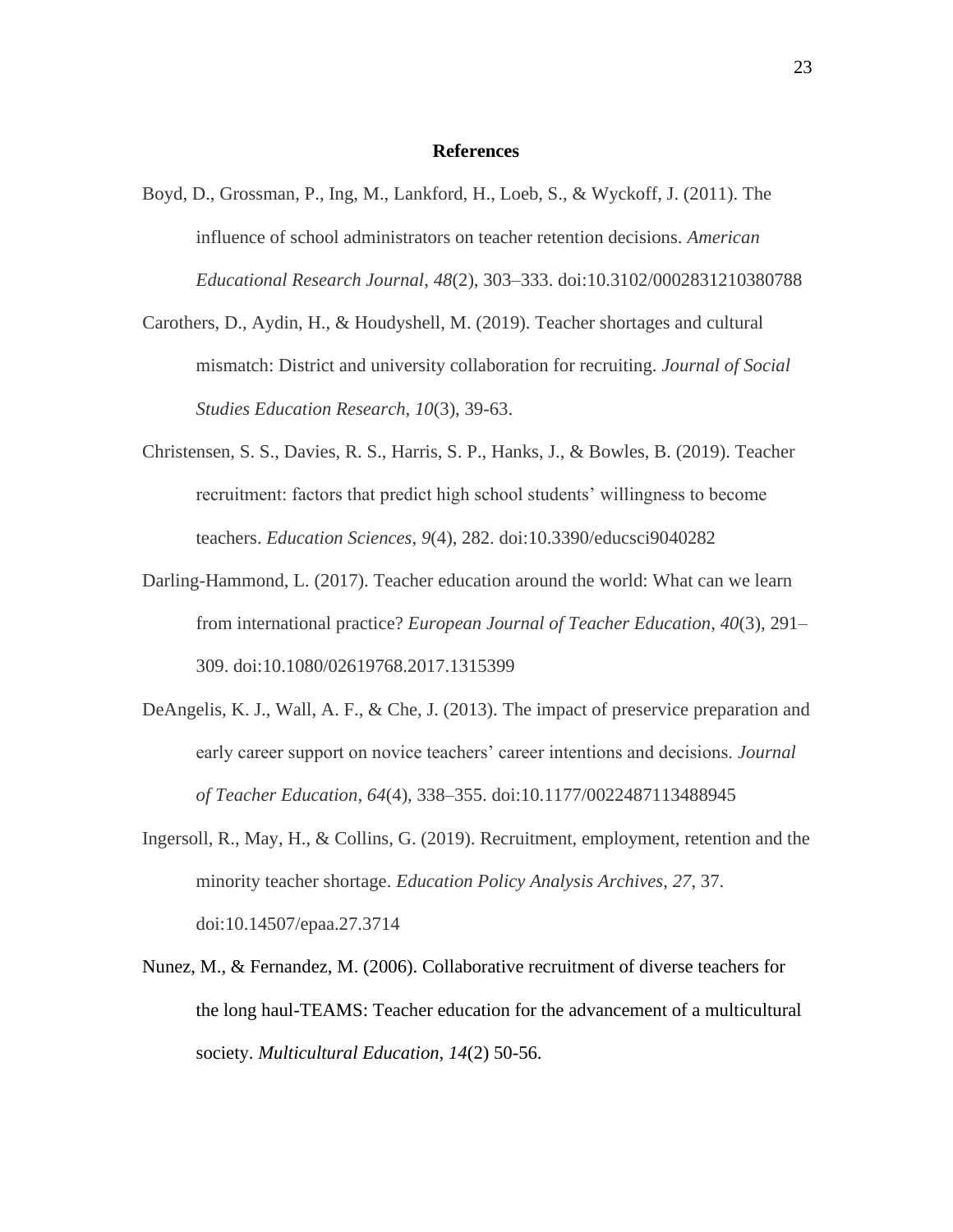## References

Boyd, D., Grossman, P., Ing, M., Lankford, H., Loeb, S., & Wyckoff, J. (2011). The influence of school administrators on teacher retention decisions. *American Educational Research Journal*, *48*(2), 303–333. doi:10.3102/0002831210380788

Carothers, D., Aydin, H., & Houdyshell, M. (2019). Teacher shortages and cultural mismatch: District and university collaboration for recruiting. *Journal of Social Studies Education Research, 10*(3), 39-63.

Christensen, S. S., Davies, R. S., Harris, S. P., Hanks, J., & Bowles, B. (2019). Teacher recruitment: factors that predict high school students' willingness to become teachers. *Education Sciences*, *9*(4), 282. doi:10.3390/educsci9040282

Darling-Hammond, L. (2017). Teacher education around the world: What can we learn from international practice? *European Journal of Teacher Education*, *40*(3), 291–309. doi:10.1080/02619768.2017.1315399

DeAngelis, K. J., Wall, A. F., & Che, J. (2013). The impact of preservice preparation and early career support on novice teachers' career intentions and decisions. *Journal of Teacher Education*, *64*(4), 338–355. doi:10.1177/0022487113488945

Ingersoll, R., May, H., & Collins, G. (2019). Recruitment, employment, retention and the minority teacher shortage. *Education Policy Analysis Archives*, *27*, 37. doi:10.14507/epaa.27.3714

Nunez, M., & Fernandez, M. (2006). Collaborative recruitment of diverse teachers for the long haul-TEAMS: Teacher education for the advancement of a multicultural society. *Multicultural Education, 14*(2) 50-56.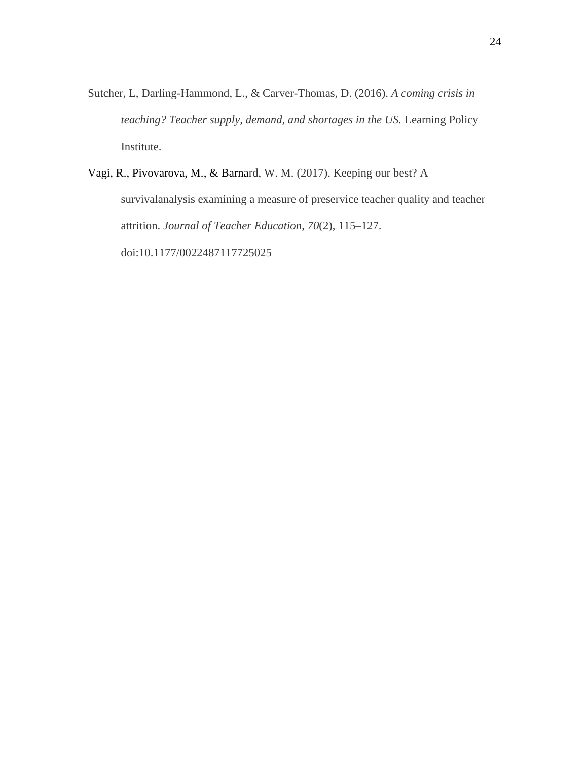Sutcher, L, Darling-Hammond, L., & Carver-Thomas, D. (2016). *A coming crisis in teaching? Teacher supply, demand, and shortages in the US.* Learning Policy Institute.

Vagi, R., Pivovarova, M., & Barnard, W. M. (2017). Keeping our best? A survivalanalysis examining a measure of preservice teacher quality and teacher attrition. *Journal of Teacher Education*, *70*(2), 115–127. doi:10.1177/0022487117725025